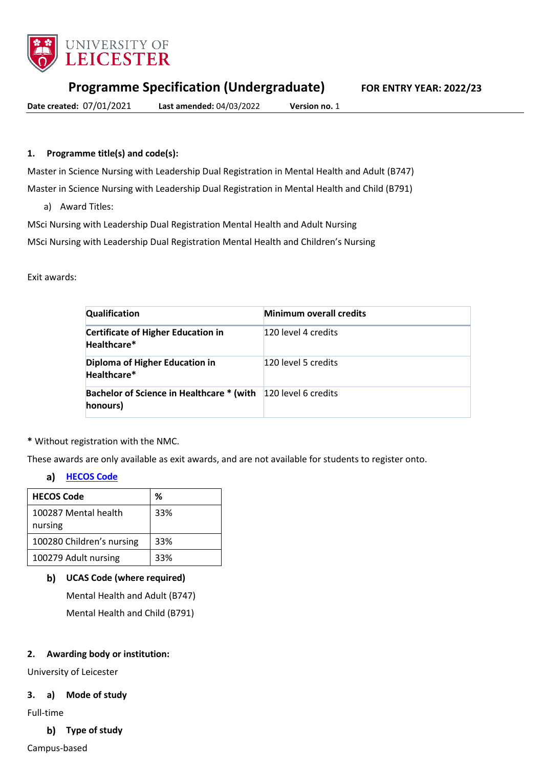UNIVERSITY OF LEICESTER

# Programme Specification (Undergraduate)

**FOR ENTRY YEAR: 2022/23**

**Date created:** 07/01/2021 **Last amended:** 04/03/2022 **Version no.** 1

## 1. Programme title(s) and code(s):

Master in Science Nursing with Leadership Dual Registration in Mental Health and Adult (B747)

Master in Science Nursing with Leadership Dual Registration in Mental Health and Child (B791)

a) Award Titles:

MSci Nursing with Leadership Dual Registration Mental Health and Adult Nursing

MSci Nursing with Leadership Dual Registration Mental Health and Children's Nursing

Exit awards:

| Qualification | Minimum overall credits |
|---|---|
| **Certificate of Higher Education in Healthcare*** | 120 level 4 credits |
| **Diploma of Higher Education in Healthcare*** | 120 level 5 credits |
| **Bachelor of Science in Healthcare * (with honours)** | 120 level 6 credits |

**\*** Without registration with the NMC.

These awards are only available as exit awards, and are not available for students to register onto.

### a) HECOS Code

| HECOS Code | % |
|---|---|
| 100287 Mental health nursing | 33% |
| 100280 Children's nursing | 33% |
| 100279 Adult nursing | 33% |

### b) UCAS Code (where required)

Mental Health and Adult (B747)

Mental Health and Child (B791)

## 2. Awarding body or institution:

University of Leicester

## 3. a) Mode of study

Full-time

### b) Type of study

Campus-based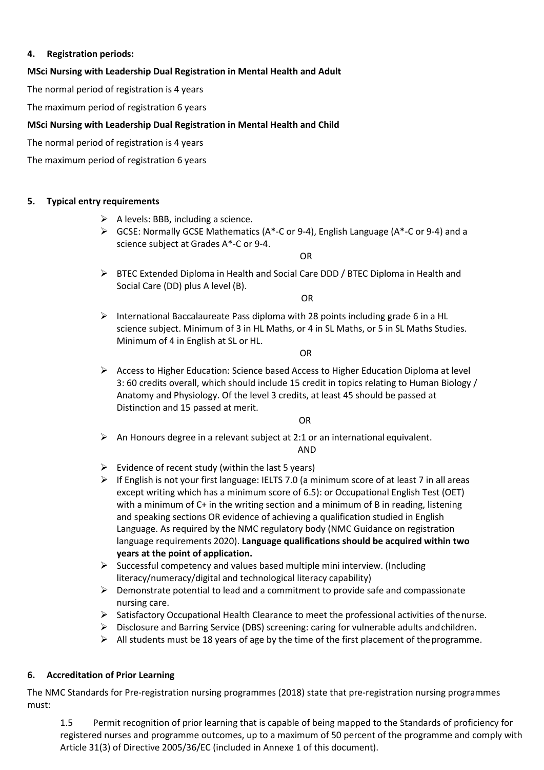## 4. Registration periods:

**MSci Nursing with Leadership Dual Registration in Mental Health and Adult**

The normal period of registration is 4 years

The maximum period of registration 6 years

**MSci Nursing with Leadership Dual Registration in Mental Health and Child**

The normal period of registration is 4 years

The maximum period of registration 6 years

## 5. Typical entry requirements

- A levels: BBB, including a science.
- GCSE: Normally GCSE Mathematics (A*-C or 9-4), English Language (A*-C or 9-4) and a science subject at Grades A*-C or 9-4.

OR

- BTEC Extended Diploma in Health and Social Care DDD / BTEC Diploma in Health and Social Care (DD) plus A level (B).

OR

- International Baccalaureate Pass diploma with 28 points including grade 6 in a HL science subject. Minimum of 3 in HL Maths, or 4 in SL Maths, or 5 in SL Maths Studies. Minimum of 4 in English at SL or HL.

OR

- Access to Higher Education: Science based Access to Higher Education Diploma at level 3: 60 credits overall, which should include 15 credit in topics relating to Human Biology / Anatomy and Physiology. Of the level 3 credits, at least 45 should be passed at Distinction and 15 passed at merit.

OR

- An Honours degree in a relevant subject at 2:1 or an international equivalent.

AND

- Evidence of recent study (within the last 5 years)
- If English is not your first language: IELTS 7.0 (a minimum score of at least 7 in all areas except writing which has a minimum score of 6.5): or Occupational English Test (OET) with a minimum of C+ in the writing section and a minimum of B in reading, listening and speaking sections OR evidence of achieving a qualification studied in English Language. As required by the NMC regulatory body (NMC Guidance on registration language requirements 2020). **Language qualifications should be acquired within two years at the point of application.**
- Successful competency and values based multiple mini interview. (Including literacy/numeracy/digital and technological literacy capability)
- Demonstrate potential to lead and a commitment to provide safe and compassionate nursing care.
- Satisfactory Occupational Health Clearance to meet the professional activities of the nurse.
- Disclosure and Barring Service (DBS) screening: caring for vulnerable adults and children.
- All students must be 18 years of age by the time of the first placement of the programme.

## 6. Accreditation of Prior Learning

The NMC Standards for Pre-registration nursing programmes (2018) state that pre-registration nursing programmes must:

1.5 Permit recognition of prior learning that is capable of being mapped to the Standards of proficiency for registered nurses and programme outcomes, up to a maximum of 50 percent of the programme and comply with Article 31(3) of Directive 2005/36/EC (included in Annexe 1 of this document).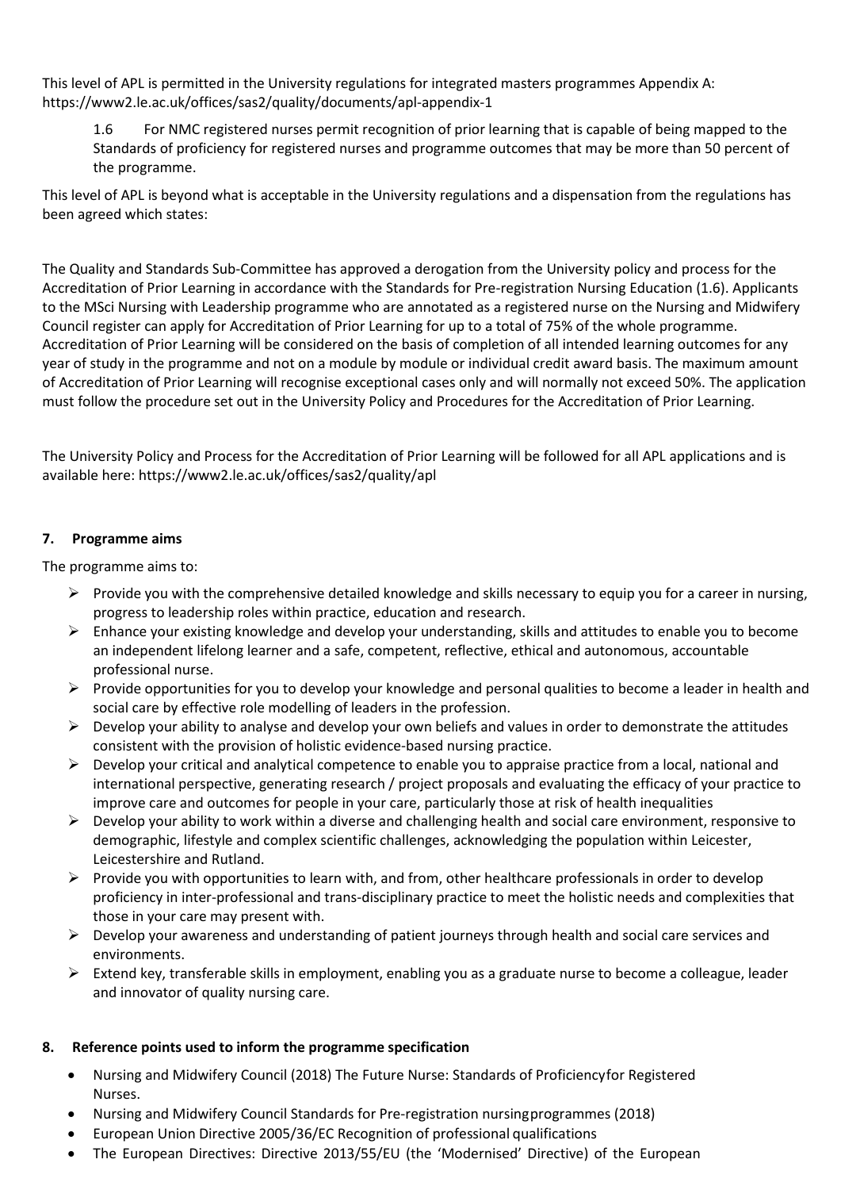This level of APL is permitted in the University regulations for integrated masters programmes Appendix A: https://www2.le.ac.uk/offices/sas2/quality/documents/apl-appendix-1

> 1.6 For NMC registered nurses permit recognition of prior learning that is capable of being mapped to the Standards of proficiency for registered nurses and programme outcomes that may be more than 50 percent of the programme.

This level of APL is beyond what is acceptable in the University regulations and a dispensation from the regulations has been agreed which states:

The Quality and Standards Sub-Committee has approved a derogation from the University policy and process for the Accreditation of Prior Learning in accordance with the Standards for Pre-registration Nursing Education (1.6). Applicants to the MSci Nursing with Leadership programme who are annotated as a registered nurse on the Nursing and Midwifery Council register can apply for Accreditation of Prior Learning for up to a total of 75% of the whole programme. Accreditation of Prior Learning will be considered on the basis of completion of all intended learning outcomes for any year of study in the programme and not on a module by module or individual credit award basis. The maximum amount of Accreditation of Prior Learning will recognise exceptional cases only and will normally not exceed 50%. The application must follow the procedure set out in the University Policy and Procedures for the Accreditation of Prior Learning.

The University Policy and Process for the Accreditation of Prior Learning will be followed for all APL applications and is available here: https://www2.le.ac.uk/offices/sas2/quality/apl

## 7. Programme aims

The programme aims to:

- Provide you with the comprehensive detailed knowledge and skills necessary to equip you for a career in nursing, progress to leadership roles within practice, education and research.
- Enhance your existing knowledge and develop your understanding, skills and attitudes to enable you to become an independent lifelong learner and a safe, competent, reflective, ethical and autonomous, accountable professional nurse.
- Provide opportunities for you to develop your knowledge and personal qualities to become a leader in health and social care by effective role modelling of leaders in the profession.
- Develop your ability to analyse and develop your own beliefs and values in order to demonstrate the attitudes consistent with the provision of holistic evidence-based nursing practice.
- Develop your critical and analytical competence to enable you to appraise practice from a local, national and international perspective, generating research / project proposals and evaluating the efficacy of your practice to improve care and outcomes for people in your care, particularly those at risk of health inequalities
- Develop your ability to work within a diverse and challenging health and social care environment, responsive to demographic, lifestyle and complex scientific challenges, acknowledging the population within Leicester, Leicestershire and Rutland.
- Provide you with opportunities to learn with, and from, other healthcare professionals in order to develop proficiency in inter-professional and trans-disciplinary practice to meet the holistic needs and complexities that those in your care may present with.
- Develop your awareness and understanding of patient journeys through health and social care services and environments.
- Extend key, transferable skills in employment, enabling you as a graduate nurse to become a colleague, leader and innovator of quality nursing care.

## 8. Reference points used to inform the programme specification

- Nursing and Midwifery Council (2018) The Future Nurse: Standards of Proficiency for Registered Nurses.
- Nursing and Midwifery Council Standards for Pre-registration nursing programmes (2018)
- European Union Directive 2005/36/EC Recognition of professional qualifications
- The European Directives: Directive 2013/55/EU (the 'Modernised' Directive) of the European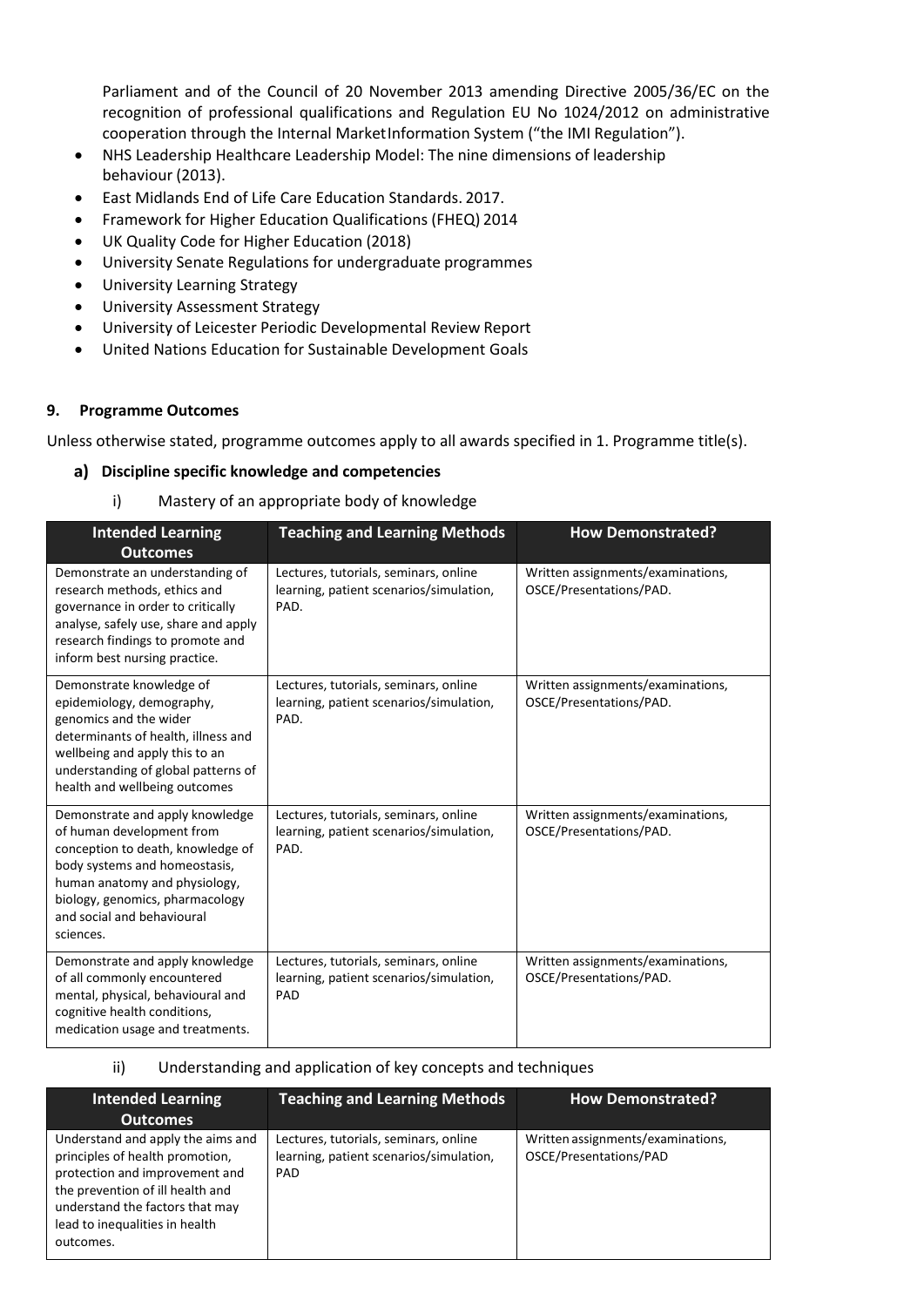Parliament and of the Council of 20 November 2013 amending Directive 2005/36/EC on the recognition of professional qualifications and Regulation EU No 1024/2012 on administrative cooperation through the Internal Market Information System ("the IMI Regulation").

- NHS Leadership Healthcare Leadership Model: The nine dimensions of leadership behaviour (2013).
- East Midlands End of Life Care Education Standards. 2017.
- Framework for Higher Education Qualifications (FHEQ) 2014
- UK Quality Code for Higher Education (2018)
- University Senate Regulations for undergraduate programmes
- University Learning Strategy
- University Assessment Strategy
- University of Leicester Periodic Developmental Review Report
- United Nations Education for Sustainable Development Goals

## 9. Programme Outcomes

Unless otherwise stated, programme outcomes apply to all awards specified in 1. Programme title(s).

### a) Discipline specific knowledge and competencies

i) Mastery of an appropriate body of knowledge

| Intended Learning Outcomes | Teaching and Learning Methods | How Demonstrated? |
|---|---|---|
| Demonstrate an understanding of research methods, ethics and governance in order to critically analyse, safely use, share and apply research findings to promote and inform best nursing practice. | Lectures, tutorials, seminars, online learning, patient scenarios/simulation, PAD. | Written assignments/examinations, OSCE/Presentations/PAD. |
| Demonstrate knowledge of epidemiology, demography, genomics and the wider determinants of health, illness and wellbeing and apply this to an understanding of global patterns of health and wellbeing outcomes | Lectures, tutorials, seminars, online learning, patient scenarios/simulation, PAD. | Written assignments/examinations, OSCE/Presentations/PAD. |
| Demonstrate and apply knowledge of human development from conception to death, knowledge of body systems and homeostasis, human anatomy and physiology, biology, genomics, pharmacology and social and behavioural sciences. | Lectures, tutorials, seminars, online learning, patient scenarios/simulation, PAD. | Written assignments/examinations, OSCE/Presentations/PAD. |
| Demonstrate and apply knowledge of all commonly encountered mental, physical, behavioural and cognitive health conditions, medication usage and treatments. | Lectures, tutorials, seminars, online learning, patient scenarios/simulation, PAD | Written assignments/examinations, OSCE/Presentations/PAD. |

ii) Understanding and application of key concepts and techniques

| Intended Learning Outcomes | Teaching and Learning Methods | How Demonstrated? |
|---|---|---|
| Understand and apply the aims and principles of health promotion, protection and improvement and the prevention of ill health and understand the factors that may lead to inequalities in health outcomes. | Lectures, tutorials, seminars, online learning, patient scenarios/simulation, PAD | Written assignments/examinations, OSCE/Presentations/PAD |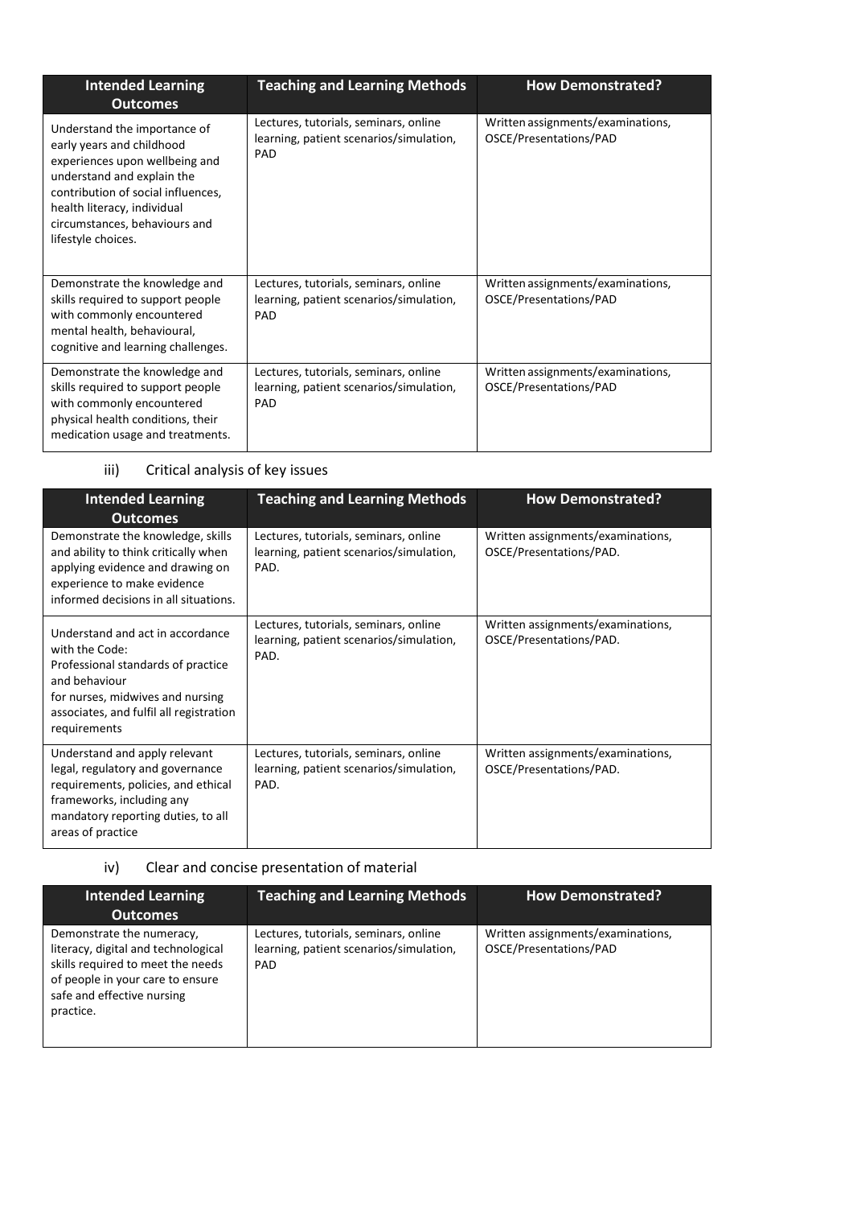| Intended Learning Outcomes | Teaching and Learning Methods | How Demonstrated? |
|---|---|---|
| Understand the importance of early years and childhood experiences upon wellbeing and understand and explain the contribution of social influences, health literacy, individual circumstances, behaviours and lifestyle choices. | Lectures, tutorials, seminars, online learning, patient scenarios/simulation, PAD | Written assignments/examinations, OSCE/Presentations/PAD |
| Demonstrate the knowledge and skills required to support people with commonly encountered mental health, behavioural, cognitive and learning challenges. | Lectures, tutorials, seminars, online learning, patient scenarios/simulation, PAD | Written assignments/examinations, OSCE/Presentations/PAD |
| Demonstrate the knowledge and skills required to support people with commonly encountered physical health conditions, their medication usage and treatments. | Lectures, tutorials, seminars, online learning, patient scenarios/simulation, PAD | Written assignments/examinations, OSCE/Presentations/PAD |

iii) Critical analysis of key issues

| Intended Learning Outcomes | Teaching and Learning Methods | How Demonstrated? |
|---|---|---|
| Demonstrate the knowledge, skills and ability to think critically when applying evidence and drawing on experience to make evidence informed decisions in all situations. | Lectures, tutorials, seminars, online learning, patient scenarios/simulation, PAD. | Written assignments/examinations, OSCE/Presentations/PAD. |
| Understand and act in accordance with the Code: Professional standards of practice and behaviour for nurses, midwives and nursing associates, and fulfil all registration requirements | Lectures, tutorials, seminars, online learning, patient scenarios/simulation, PAD. | Written assignments/examinations, OSCE/Presentations/PAD. |
| Understand and apply relevant legal, regulatory and governance requirements, policies, and ethical frameworks, including any mandatory reporting duties, to all areas of practice | Lectures, tutorials, seminars, online learning, patient scenarios/simulation, PAD. | Written assignments/examinations, OSCE/Presentations/PAD. |

iv) Clear and concise presentation of material

| Intended Learning Outcomes | Teaching and Learning Methods | How Demonstrated? |
|---|---|---|
| Demonstrate the numeracy, literacy, digital and technological skills required to meet the needs of people in your care to ensure safe and effective nursing practice. | Lectures, tutorials, seminars, online learning, patient scenarios/simulation, PAD | Written assignments/examinations, OSCE/Presentations/PAD |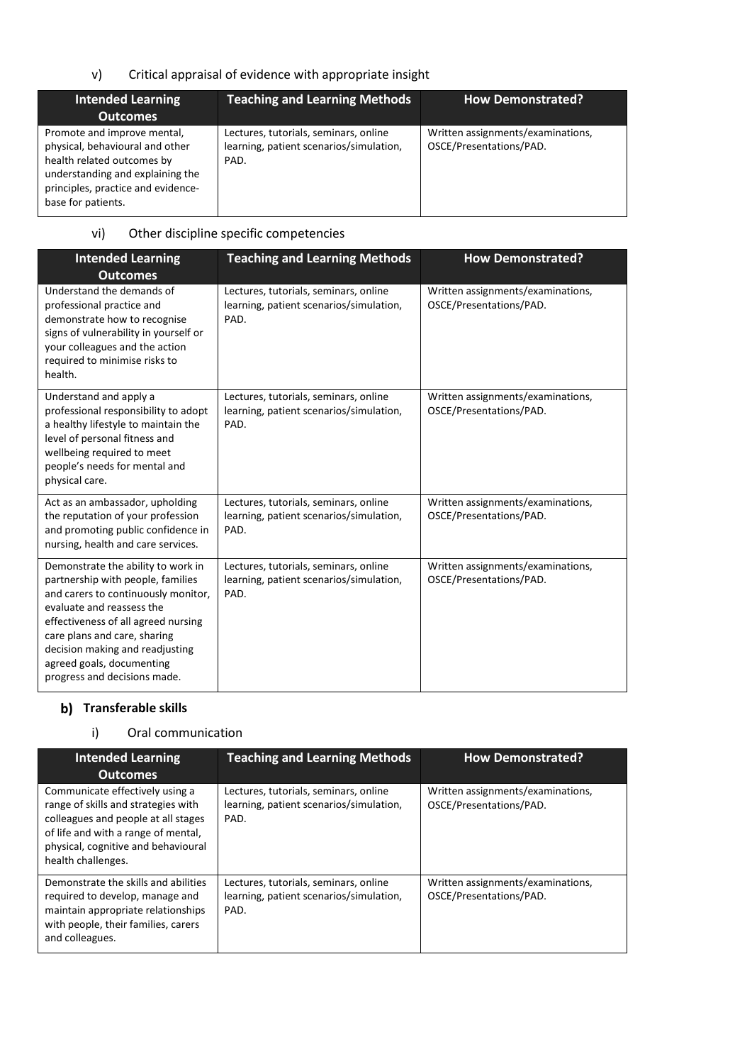v) Critical appraisal of evidence with appropriate insight

| Intended Learning Outcomes | Teaching and Learning Methods | How Demonstrated? |
|---|---|---|
| Promote and improve mental, physical, behavioural and other health related outcomes by understanding and explaining the principles, practice and evidence-base for patients. | Lectures, tutorials, seminars, online learning, patient scenarios/simulation, PAD. | Written assignments/examinations, OSCE/Presentations/PAD. |

vi) Other discipline specific competencies

| Intended Learning Outcomes | Teaching and Learning Methods | How Demonstrated? |
|---|---|---|
| Understand the demands of professional practice and demonstrate how to recognise signs of vulnerability in yourself or your colleagues and the action required to minimise risks to health. | Lectures, tutorials, seminars, online learning, patient scenarios/simulation, PAD. | Written assignments/examinations, OSCE/Presentations/PAD. |
| Understand and apply a professional responsibility to adopt a healthy lifestyle to maintain the level of personal fitness and wellbeing required to meet people's needs for mental and physical care. | Lectures, tutorials, seminars, online learning, patient scenarios/simulation, PAD. | Written assignments/examinations, OSCE/Presentations/PAD. |
| Act as an ambassador, upholding the reputation of your profession and promoting public confidence in nursing, health and care services. | Lectures, tutorials, seminars, online learning, patient scenarios/simulation, PAD. | Written assignments/examinations, OSCE/Presentations/PAD. |
| Demonstrate the ability to work in partnership with people, families and carers to continuously monitor, evaluate and reassess the effectiveness of all agreed nursing care plans and care, sharing decision making and readjusting agreed goals, documenting progress and decisions made. | Lectures, tutorials, seminars, online learning, patient scenarios/simulation, PAD. | Written assignments/examinations, OSCE/Presentations/PAD. |

## b) Transferable skills

i) Oral communication

| Intended Learning Outcomes | Teaching and Learning Methods | How Demonstrated? |
|---|---|---|
| Communicate effectively using a range of skills and strategies with colleagues and people at all stages of life and with a range of mental, physical, cognitive and behavioural health challenges. | Lectures, tutorials, seminars, online learning, patient scenarios/simulation, PAD. | Written assignments/examinations, OSCE/Presentations/PAD. |
| Demonstrate the skills and abilities required to develop, manage and maintain appropriate relationships with people, their families, carers and colleagues. | Lectures, tutorials, seminars, online learning, patient scenarios/simulation, PAD. | Written assignments/examinations, OSCE/Presentations/PAD. |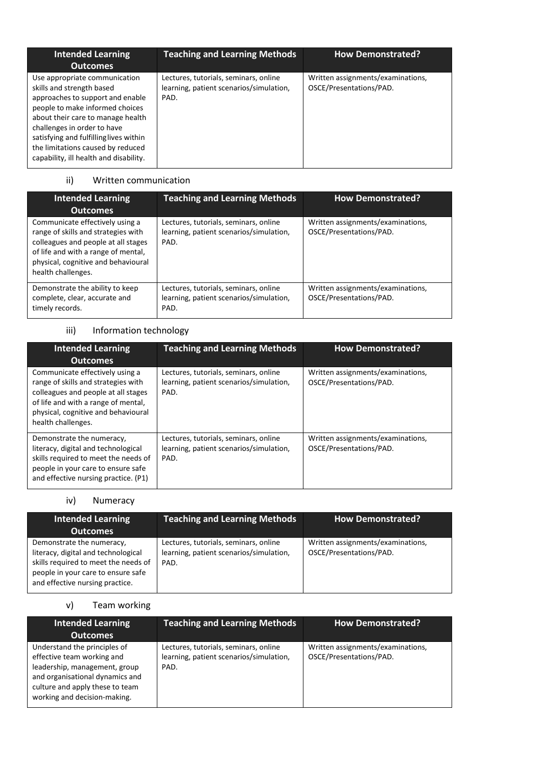| Intended Learning Outcomes | Teaching and Learning Methods | How Demonstrated? |
|---|---|---|
| Use appropriate communication skills and strength based approaches to support and enable people to make informed choices about their care to manage health challenges in order to have satisfying and fulfilling lives within the limitations caused by reduced capability, ill health and disability. | Lectures, tutorials, seminars, online learning, patient scenarios/simulation, PAD. | Written assignments/examinations, OSCE/Presentations/PAD. |

ii) Written communication

| Intended Learning Outcomes | Teaching and Learning Methods | How Demonstrated? |
|---|---|---|
| Communicate effectively using a range of skills and strategies with colleagues and people at all stages of life and with a range of mental, physical, cognitive and behavioural health challenges. | Lectures, tutorials, seminars, online learning, patient scenarios/simulation, PAD. | Written assignments/examinations, OSCE/Presentations/PAD. |
| Demonstrate the ability to keep complete, clear, accurate and timely records. | Lectures, tutorials, seminars, online learning, patient scenarios/simulation, PAD. | Written assignments/examinations, OSCE/Presentations/PAD. |

iii) Information technology

| Intended Learning Outcomes | Teaching and Learning Methods | How Demonstrated? |
|---|---|---|
| Communicate effectively using a range of skills and strategies with colleagues and people at all stages of life and with a range of mental, physical, cognitive and behavioural health challenges. | Lectures, tutorials, seminars, online learning, patient scenarios/simulation, PAD. | Written assignments/examinations, OSCE/Presentations/PAD. |
| Demonstrate the numeracy, literacy, digital and technological skills required to meet the needs of people in your care to ensure safe and effective nursing practice. (P1) | Lectures, tutorials, seminars, online learning, patient scenarios/simulation, PAD. | Written assignments/examinations, OSCE/Presentations/PAD. |

iv) Numeracy

| Intended Learning Outcomes | Teaching and Learning Methods | How Demonstrated? |
|---|---|---|
| Demonstrate the numeracy, literacy, digital and technological skills required to meet the needs of people in your care to ensure safe and effective nursing practice. | Lectures, tutorials, seminars, online learning, patient scenarios/simulation, PAD. | Written assignments/examinations, OSCE/Presentations/PAD. |

v) Team working

| Intended Learning Outcomes | Teaching and Learning Methods | How Demonstrated? |
|---|---|---|
| Understand the principles of effective team working and leadership, management, group and organisational dynamics and culture and apply these to team working and decision-making. | Lectures, tutorials, seminars, online learning, patient scenarios/simulation, PAD. | Written assignments/examinations, OSCE/Presentations/PAD. |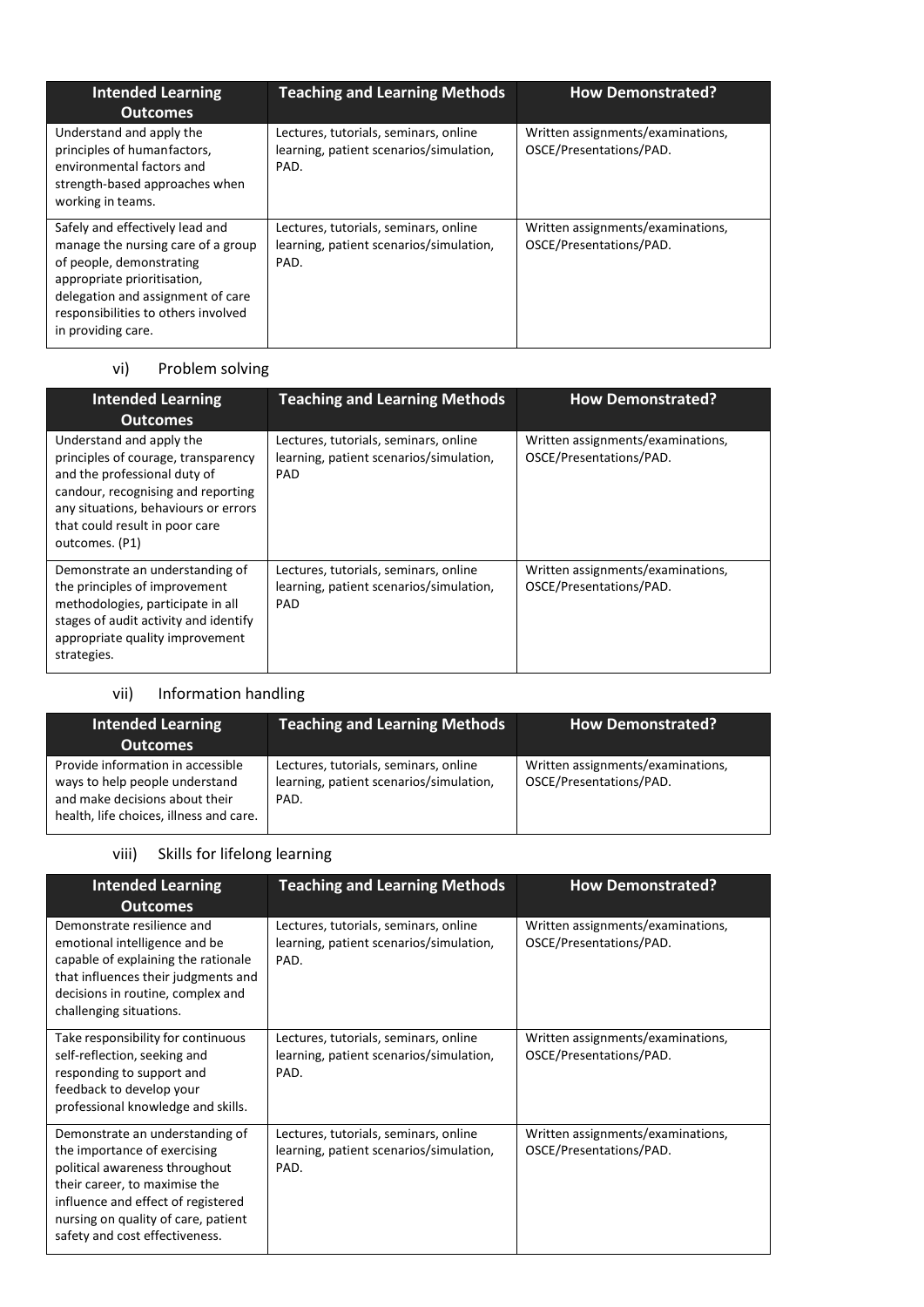| Intended Learning Outcomes | Teaching and Learning Methods | How Demonstrated? |
| --- | --- | --- |
| Understand and apply the principles of humanfactors, environmental factors and strength-based approaches when working in teams. | Lectures, tutorials, seminars, online learning, patient scenarios/simulation, PAD. | Written assignments/examinations, OSCE/Presentations/PAD. |
| Safely and effectively lead and manage the nursing care of a group of people, demonstrating appropriate prioritisation, delegation and assignment of care responsibilities to others involved in providing care. | Lectures, tutorials, seminars, online learning, patient scenarios/simulation, PAD. | Written assignments/examinations, OSCE/Presentations/PAD. |

vi) Problem solving

| Intended Learning Outcomes | Teaching and Learning Methods | How Demonstrated? |
| --- | --- | --- |
| Understand and apply the principles of courage, transparency and the professional duty of candour, recognising and reporting any situations, behaviours or errors that could result in poor care outcomes. (P1) | Lectures, tutorials, seminars, online learning, patient scenarios/simulation, PAD | Written assignments/examinations, OSCE/Presentations/PAD. |
| Demonstrate an understanding of the principles of improvement methodologies, participate in all stages of audit activity and identify appropriate quality improvement strategies. | Lectures, tutorials, seminars, online learning, patient scenarios/simulation, PAD | Written assignments/examinations, OSCE/Presentations/PAD. |

vii) Information handling

| Intended Learning Outcomes | Teaching and Learning Methods | How Demonstrated? |
| --- | --- | --- |
| Provide information in accessible ways to help people understand and make decisions about their health, life choices, illness and care. | Lectures, tutorials, seminars, online learning, patient scenarios/simulation, PAD. | Written assignments/examinations, OSCE/Presentations/PAD. |

viii) Skills for lifelong learning

| Intended Learning Outcomes | Teaching and Learning Methods | How Demonstrated? |
| --- | --- | --- |
| Demonstrate resilience and emotional intelligence and be capable of explaining the rationale that influences their judgments and decisions in routine, complex and challenging situations. | Lectures, tutorials, seminars, online learning, patient scenarios/simulation, PAD. | Written assignments/examinations, OSCE/Presentations/PAD. |
| Take responsibility for continuous self-reflection, seeking and responding to support and feedback to develop your professional knowledge and skills. | Lectures, tutorials, seminars, online learning, patient scenarios/simulation, PAD. | Written assignments/examinations, OSCE/Presentations/PAD. |
| Demonstrate an understanding of the importance of exercising political awareness throughout their career, to maximise the influence and effect of registered nursing on quality of care, patient safety and cost effectiveness. | Lectures, tutorials, seminars, online learning, patient scenarios/simulation, PAD. | Written assignments/examinations, OSCE/Presentations/PAD. |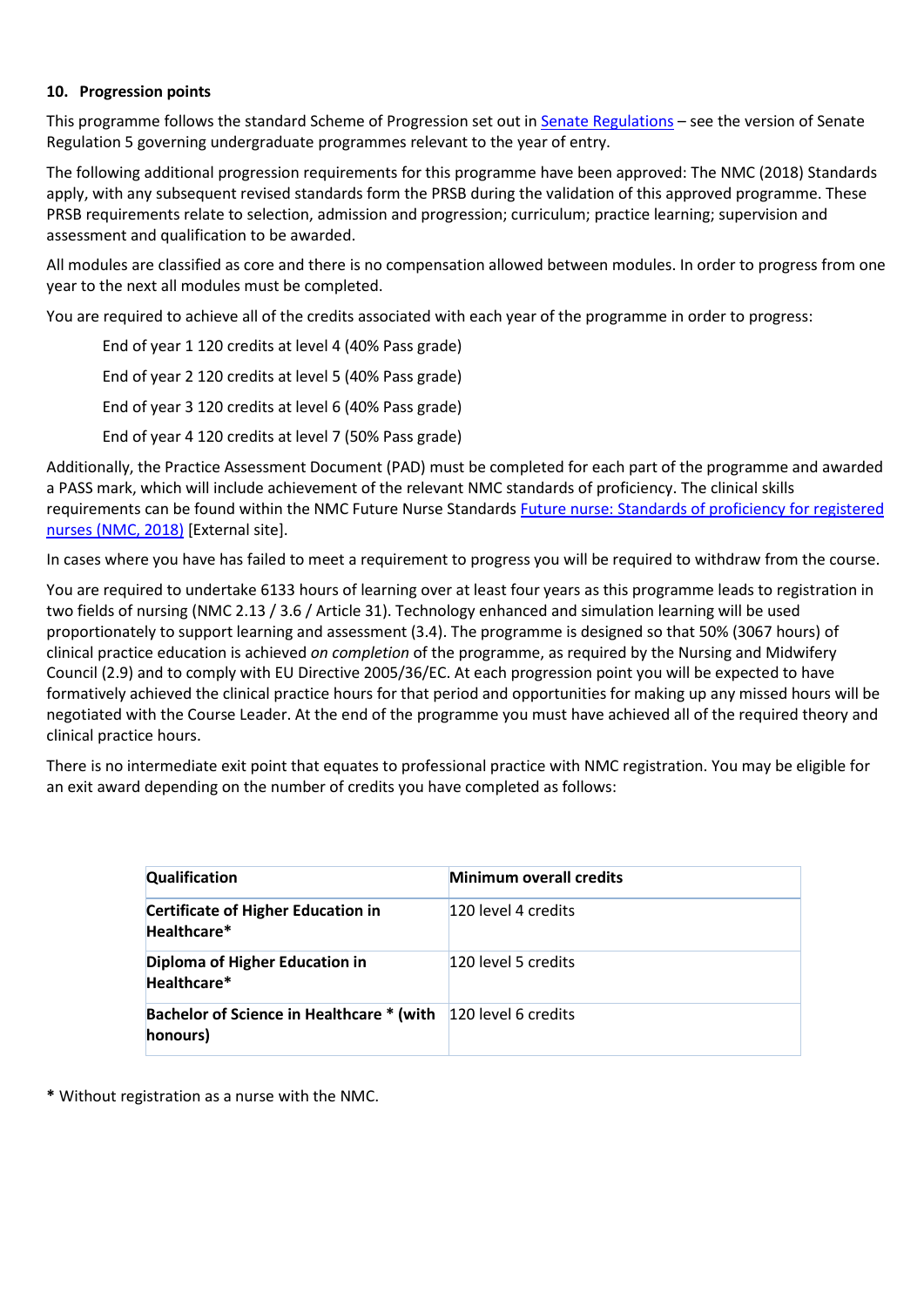## 10. Progression points

This programme follows the standard Scheme of Progression set out in [Senate Regulations](#) – see the version of Senate Regulation 5 governing undergraduate programmes relevant to the year of entry.

The following additional progression requirements for this programme have been approved: The NMC (2018) Standards apply, with any subsequent revised standards form the PRSB during the validation of this approved programme. These PRSB requirements relate to selection, admission and progression; curriculum; practice learning; supervision and assessment and qualification to be awarded.

All modules are classified as core and there is no compensation allowed between modules. In order to progress from one year to the next all modules must be completed.

You are required to achieve all of the credits associated with each year of the programme in order to progress:

End of year 1 120 credits at level 4 (40% Pass grade)

End of year 2 120 credits at level 5 (40% Pass grade)

End of year 3 120 credits at level 6 (40% Pass grade)

End of year 4 120 credits at level 7 (50% Pass grade)

Additionally, the Practice Assessment Document (PAD) must be completed for each part of the programme and awarded a PASS mark, which will include achievement of the relevant NMC standards of proficiency. The clinical skills requirements can be found within the NMC Future Nurse Standards [Future nurse: Standards of proficiency for registered nurses (NMC, 2018)](#) [External site].

In cases where you have has failed to meet a requirement to progress you will be required to withdraw from the course.

You are required to undertake 6133 hours of learning over at least four years as this programme leads to registration in two fields of nursing (NMC 2.13 / 3.6 / Article 31). Technology enhanced and simulation learning will be used proportionately to support learning and assessment (3.4). The programme is designed so that 50% (3067 hours) of clinical practice education is achieved *on completion* of the programme, as required by the Nursing and Midwifery Council (2.9) and to comply with EU Directive 2005/36/EC. At each progression point you will be expected to have formatively achieved the clinical practice hours for that period and opportunities for making up any missed hours will be negotiated with the Course Leader. At the end of the programme you must have achieved all of the required theory and clinical practice hours.

There is no intermediate exit point that equates to professional practice with NMC registration. You may be eligible for an exit award depending on the number of credits you have completed as follows:

| Qualification | Minimum overall credits |
|---|---|
| **Certificate of Higher Education in Healthcare*** | 120 level 4 credits |
| **Diploma of Higher Education in Healthcare*** | 120 level 5 credits |
| **Bachelor of Science in Healthcare * (with honours)** | 120 level 6 credits |

**\*** Without registration as a nurse with the NMC.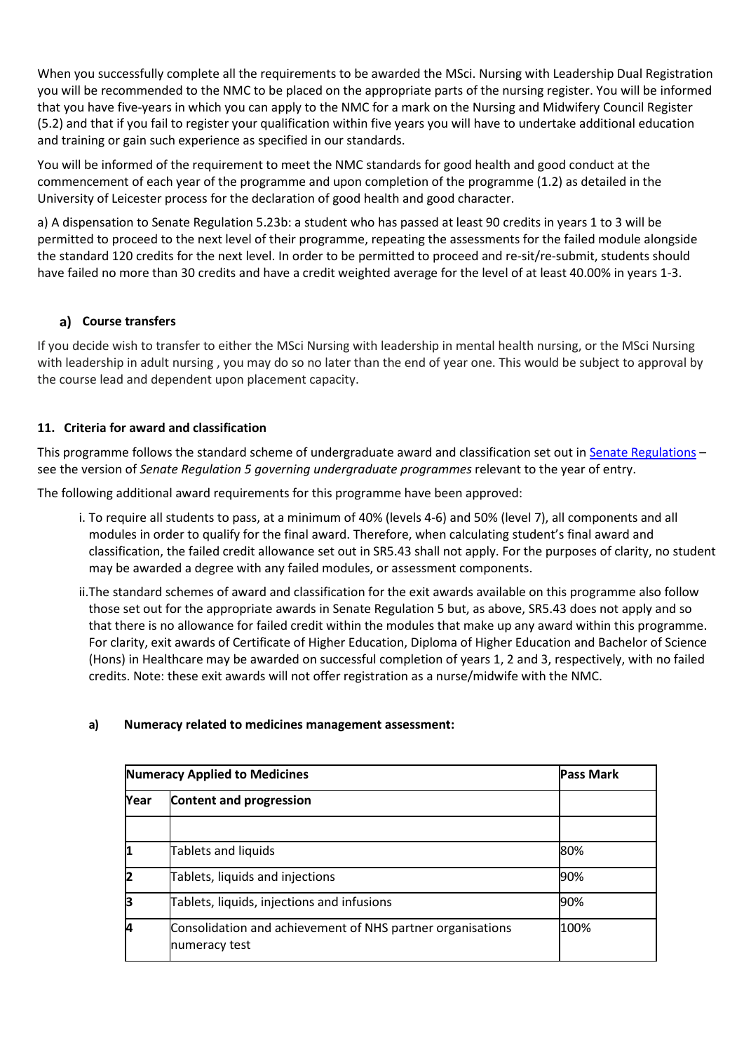When you successfully complete all the requirements to be awarded the MSci. Nursing with Leadership Dual Registration you will be recommended to the NMC to be placed on the appropriate parts of the nursing register. You will be informed that you have five-years in which you can apply to the NMC for a mark on the Nursing and Midwifery Council Register (5.2) and that if you fail to register your qualification within five years you will have to undertake additional education and training or gain such experience as specified in our standards.

You will be informed of the requirement to meet the NMC standards for good health and good conduct at the commencement of each year of the programme and upon completion of the programme (1.2) as detailed in the University of Leicester process for the declaration of good health and good character.

a) A dispensation to Senate Regulation 5.23b: a student who has passed at least 90 credits in years 1 to 3 will be permitted to proceed to the next level of their programme, repeating the assessments for the failed module alongside the standard 120 credits for the next level. In order to be permitted to proceed and re-sit/re-submit, students should have failed no more than 30 credits and have a credit weighted average for the level of at least 40.00% in years 1-3.

#### a) Course transfers

If you decide wish to transfer to either the MSci Nursing with leadership in mental health nursing, or the MSci Nursing with leadership in adult nursing , you may do so no later than the end of year one. This would be subject to approval by the course lead and dependent upon placement capacity.

### 11. Criteria for award and classification

This programme follows the standard scheme of undergraduate award and classification set out in Senate Regulations – see the version of *Senate Regulation 5 governing undergraduate programmes* relevant to the year of entry.

The following additional award requirements for this programme have been approved:

i. To require all students to pass, at a minimum of 40% (levels 4-6) and 50% (level 7), all components and all modules in order to qualify for the final award. Therefore, when calculating student's final award and classification, the failed credit allowance set out in SR5.43 shall not apply. For the purposes of clarity, no student may be awarded a degree with any failed modules, or assessment components.

ii. The standard schemes of award and classification for the exit awards available on this programme also follow those set out for the appropriate awards in Senate Regulation 5 but, as above, SR5.43 does not apply and so that there is no allowance for failed credit within the modules that make up any award within this programme. For clarity, exit awards of Certificate of Higher Education, Diploma of Higher Education and Bachelor of Science (Hons) in Healthcare may be awarded on successful completion of years 1, 2 and 3, respectively, with no failed credits. Note: these exit awards will not offer registration as a nurse/midwife with the NMC.

#### a) Numeracy related to medicines management assessment:

| Numeracy Applied to Medicines | | Pass Mark |
|---|---|---|
| Year | Content and progression | |
| | | |
| 1 | Tablets and liquids | 80% |
| 2 | Tablets, liquids and injections | 90% |
| 3 | Tablets, liquids, injections and infusions | 90% |
| 4 | Consolidation and achievement of NHS partner organisations numeracy test | 100% |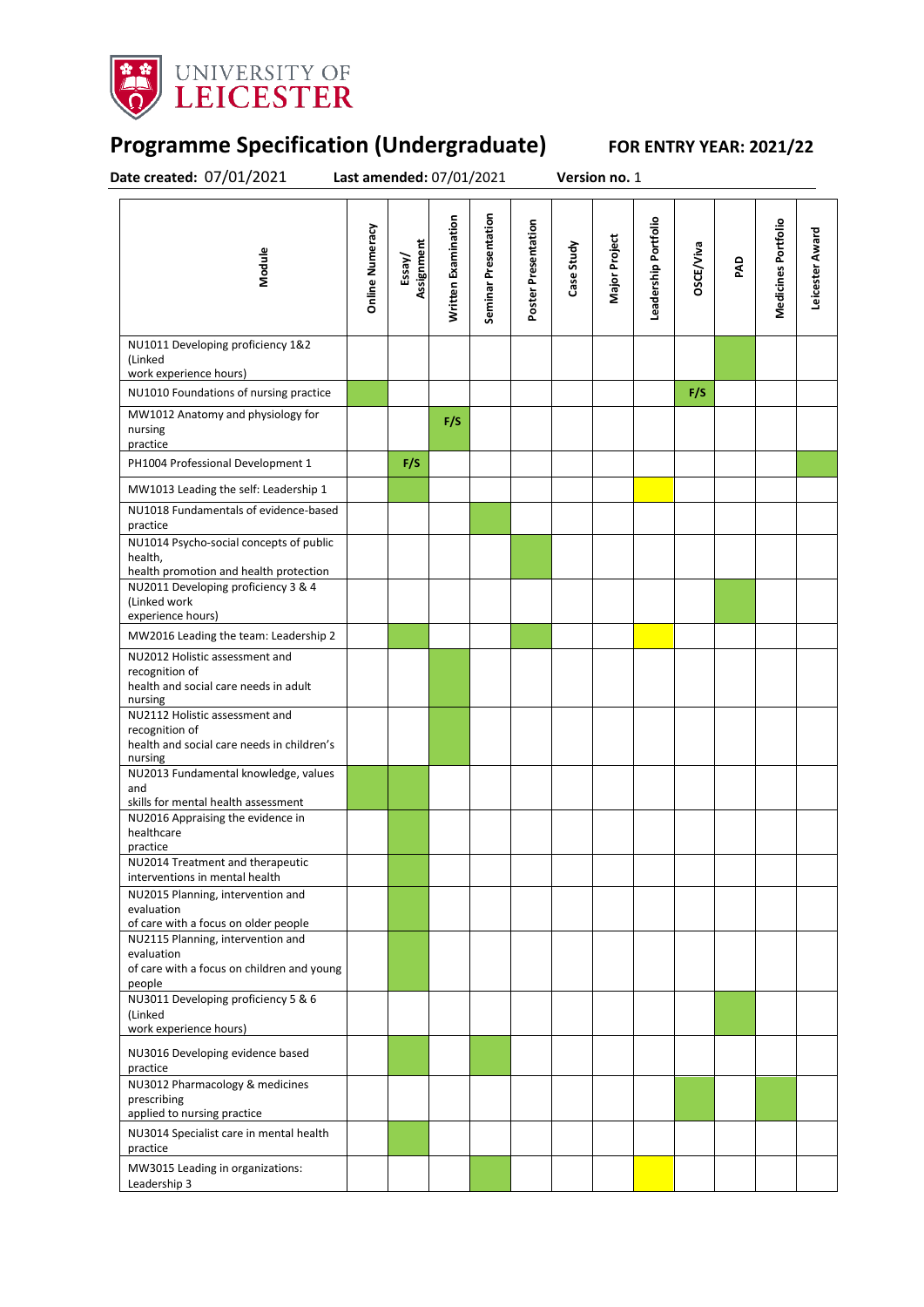| Module | Online Numeracy | Essay/ Assignment | Written Examination | Seminar Presentation | Poster Presentation | Case Study | Major Project | Leadership Portfolio | OSCE/Viva | PAD | Medicines Portfolio | Leicester Award |
|---|---|---|---|---|---|---|---|---|---|---|---|---|
| NU1011 Developing proficiency 1&2 (Linked work experience hours) | | | | | | | | | | ✓ | | |
| NU1010 Foundations of nursing practice | ✓ | | | | | | | | F/S | | | |
| MW1012 Anatomy and physiology for nursing practice | | | F/S | | | | | | | | | |
| PH1004 Professional Development 1 | | F/S | | | | | | | | | | ✓ |
| MW1013 Leading the self: Leadership 1 | | ✓ | | | | | | (✓) | | | | |
| NU1018 Fundamentals of evidence-based practice | | | | ✓ | | | | | | | | |
| NU1014 Psycho-social concepts of public health, health promotion and health protection | | | | | ✓ | | | | | | | |
| NU2011 Developing proficiency 3 & 4 (Linked work experience hours) | | | | | | | | | | ✓ | | |
| MW2016 Leading the team: Leadership 2 | | ✓ | | | ✓ | | | (✓) | | | | |
| NU2012 Holistic assessment and recognition of health and social care needs in adult nursing | | | ✓ | | | | | | | | | |
| NU2112 Holistic assessment and recognition of health and social care needs in children's nursing | | | ✓ | | | | | | | | | |
| NU2013 Fundamental knowledge, values and skills for mental health assessment | ✓ | ✓ | | | | | | | | | | |
| NU2016 Appraising the evidence in healthcare practice | | ✓ | | | | | | | | | | |
| NU2014 Treatment and therapeutic interventions in mental health | | ✓ | | | | | | | | | | |
| NU2015 Planning, intervention and evaluation of care with a focus on older people | | ✓ | | | | | | | | | | |
| NU2115 Planning, intervention and evaluation of care with a focus on children and young people | | ✓ | | | | | | | | | | |
| NU3011 Developing proficiency 5 & 6 (Linked work experience hours) | | | | | | | | | | ✓ | | |
| NU3016 Developing evidence based practice | | ✓ | | ✓ | | | | | | | | |
| NU3012 Pharmacology & medicines prescribing applied to nursing practice | | | | | | | | | ✓ | | ✓ | |
| NU3014 Specialist care in mental health practice | | ✓ | | | | | | | | | | |
| MW3015 Leading in organizations: Leadership 3 | | | | ✓ | | | | (✓) | | | | |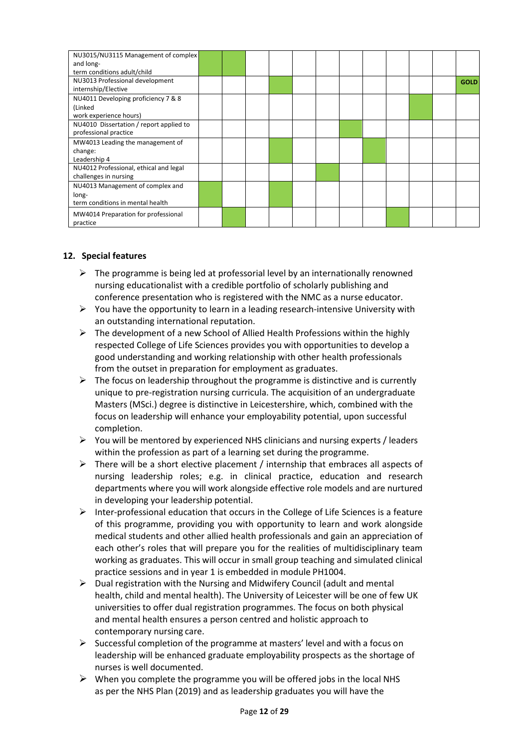| | | | | | | | | | | | | |
|---|---|---|---|---|---|---|---|---|---|---|---|---|
| NU3015/NU3115 Management of complex and long-term conditions adult/child | ✓ | ✓ | | | | | | | | | | |
| NU3013 Professional development internship/Elective | | | | ✓ | | | | | | | | **GOLD** |
| NU4011 Developing proficiency 7 & 8 (Linked work experience hours) | | | | | | | | | | ✓ | | |
| NU4010 Dissertation / report applied to professional practice | | | | | | | ✓ | | | | | |
| MW4013 Leading the management of change: Leadership 4 | | | | ✓ | | | | ✓ | | | | |
| NU4012 Professional, ethical and legal challenges in nursing | | | | | | ✓ | | | | | | |
| NU4013 Management of complex and long-term conditions in mental health | ✓ | | | ✓ | | | | | | | | |
| MW4014 Preparation for professional practice | | ✓ | | | | | | | ✓ | | | |

## 12. Special features

- The programme is being led at professorial level by an internationally renowned nursing educationalist with a credible portfolio of scholarly publishing and conference presentation who is registered with the NMC as a nurse educator.
- You have the opportunity to learn in a leading research-intensive University with an outstanding international reputation.
- The development of a new School of Allied Health Professions within the highly respected College of Life Sciences provides you with opportunities to develop a good understanding and working relationship with other health professionals from the outset in preparation for employment as graduates.
- The focus on leadership throughout the programme is distinctive and is currently unique to pre-registration nursing curricula. The acquisition of an undergraduate Masters (MSci.) degree is distinctive in Leicestershire, which, combined with the focus on leadership will enhance your employability potential, upon successful completion.
- You will be mentored by experienced NHS clinicians and nursing experts / leaders within the profession as part of a learning set during the programme.
- There will be a short elective placement / internship that embraces all aspects of nursing leadership roles; e.g. in clinical practice, education and research departments where you will work alongside effective role models and are nurtured in developing your leadership potential.
- Inter-professional education that occurs in the College of Life Sciences is a feature of this programme, providing you with opportunity to learn and work alongside medical students and other allied health professionals and gain an appreciation of each other's roles that will prepare you for the realities of multidisciplinary team working as graduates. This will occur in small group teaching and simulated clinical practice sessions and in year 1 is embedded in module PH1004.
- Dual registration with the Nursing and Midwifery Council (adult and mental health, child and mental health). The University of Leicester will be one of few UK universities to offer dual registration programmes. The focus on both physical and mental health ensures a person centred and holistic approach to contemporary nursing care.
- Successful completion of the programme at masters' level and with a focus on leadership will be enhanced graduate employability prospects as the shortage of nurses is well documented.
- When you complete the programme you will be offered jobs in the local NHS as per the NHS Plan (2019) and as leadership graduates you will have the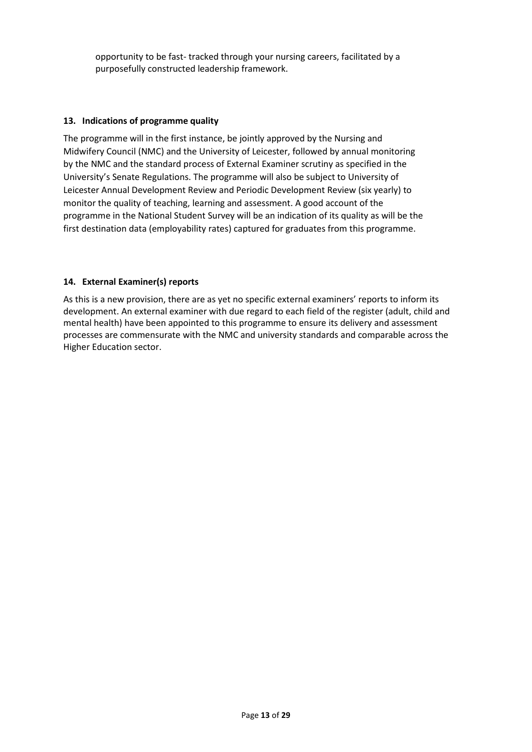opportunity to be fast- tracked through your nursing careers, facilitated by a purposefully constructed leadership framework.

### 13. Indications of programme quality

The programme will in the first instance, be jointly approved by the Nursing and Midwifery Council (NMC) and the University of Leicester, followed by annual monitoring by the NMC and the standard process of External Examiner scrutiny as specified in the University's Senate Regulations. The programme will also be subject to University of Leicester Annual Development Review and Periodic Development Review (six yearly) to monitor the quality of teaching, learning and assessment. A good account of the programme in the National Student Survey will be an indication of its quality as will be the first destination data (employability rates) captured for graduates from this programme.

### 14. External Examiner(s) reports

As this is a new provision, there are as yet no specific external examiners' reports to inform its development. An external examiner with due regard to each field of the register (adult, child and mental health) have been appointed to this programme to ensure its delivery and assessment processes are commensurate with the NMC and university standards and comparable across the Higher Education sector.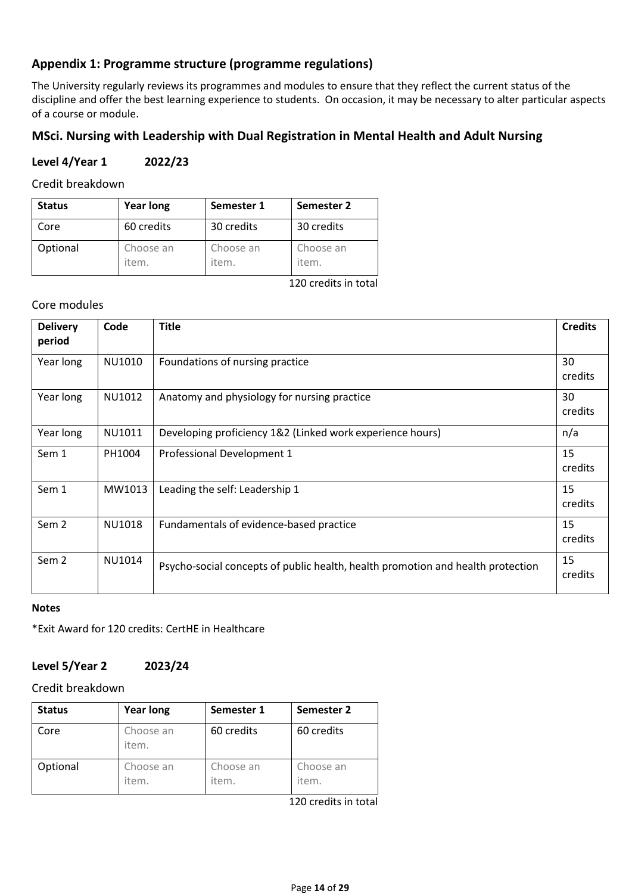## Appendix 1: Programme structure (programme regulations)

The University regularly reviews its programmes and modules to ensure that they reflect the current status of the discipline and offer the best learning experience to students. On occasion, it may be necessary to alter particular aspects of a course or module.

## MSci. Nursing with Leadership with Dual Registration in Mental Health and Adult Nursing

### Level 4/Year 1 2022/23

Credit breakdown

| Status | Year long | Semester 1 | Semester 2 |
|---|---|---|---|
| Core | 60 credits | 30 credits | 30 credits |
| Optional | Choose an item. | Choose an item. | Choose an item. |

120 credits in total

Core modules

| Delivery period | Code | Title | Credits |
|---|---|---|---|
| Year long | NU1010 | Foundations of nursing practice | 30 credits |
| Year long | NU1012 | Anatomy and physiology for nursing practice | 30 credits |
| Year long | NU1011 | Developing proficiency 1&2 (Linked work experience hours) | n/a |
| Sem 1 | PH1004 | Professional Development 1 | 15 credits |
| Sem 1 | MW1013 | Leading the self: Leadership 1 | 15 credits |
| Sem 2 | NU1018 | Fundamentals of evidence-based practice | 15 credits |
| Sem 2 | NU1014 | Psycho-social concepts of public health, health promotion and health protection | 15 credits |

**Notes**

*Exit Award for 120 credits: CertHE in Healthcare

### Level 5/Year 2 2023/24

Credit breakdown

| Status | Year long | Semester 1 | Semester 2 |
|---|---|---|---|
| Core | Choose an item. | 60 credits | 60 credits |
| Optional | Choose an item. | Choose an item. | Choose an item. |

120 credits in total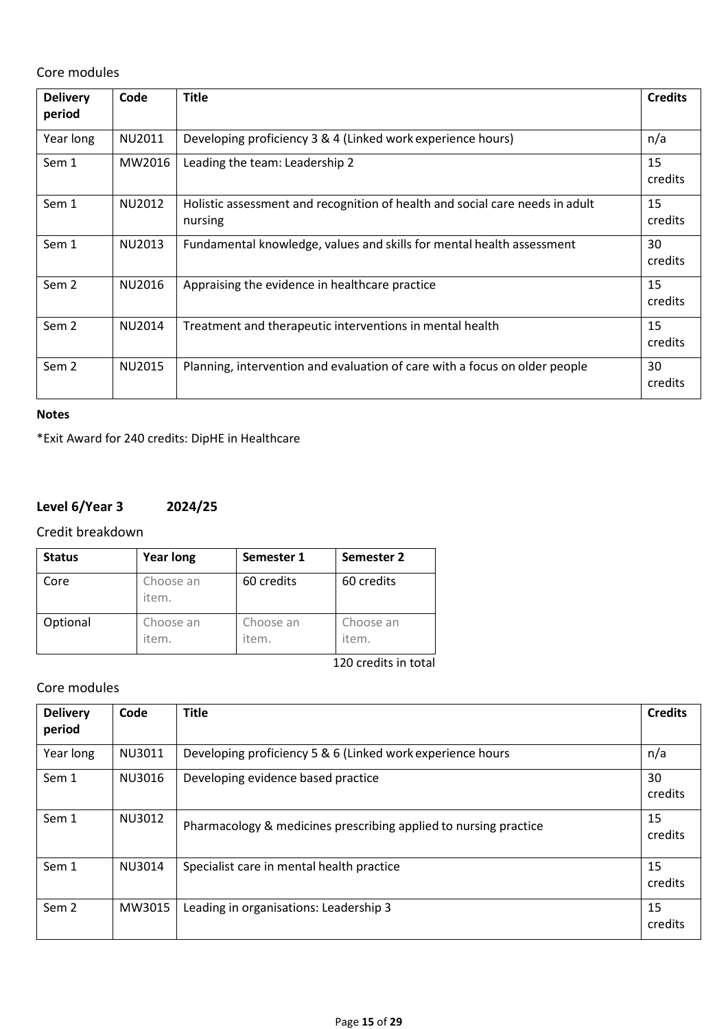Core modules

| Delivery period | Code | Title | Credits |
|---|---|---|---|
| Year long | NU2011 | Developing proficiency 3 & 4 (Linked work experience hours) | n/a |
| Sem 1 | MW2016 | Leading the team: Leadership 2 | 15 credits |
| Sem 1 | NU2012 | Holistic assessment and recognition of health and social care needs in adult nursing | 15 credits |
| Sem 1 | NU2013 | Fundamental knowledge, values and skills for mental health assessment | 30 credits |
| Sem 2 | NU2016 | Appraising the evidence in healthcare practice | 15 credits |
| Sem 2 | NU2014 | Treatment and therapeutic interventions in mental health | 15 credits |
| Sem 2 | NU2015 | Planning, intervention and evaluation of care with a focus on older people | 30 credits |

**Notes**

*Exit Award for 240 credits: DipHE in Healthcare

**Level 6/Year 3 2024/25**

Credit breakdown

| Status | Year long | Semester 1 | Semester 2 |
|---|---|---|---|
| Core | Choose an item. | 60 credits | 60 credits |
| Optional | Choose an item. | Choose an item. | Choose an item. |

120 credits in total

Core modules

| Delivery period | Code | Title | Credits |
|---|---|---|---|
| Year long | NU3011 | Developing proficiency 5 & 6 (Linked work experience hours | n/a |
| Sem 1 | NU3016 | Developing evidence based practice | 30 credits |
| Sem 1 | NU3012 | Pharmacology & medicines prescribing applied to nursing practice | 15 credits |
| Sem 1 | NU3014 | Specialist care in mental health practice | 15 credits |
| Sem 2 | MW3015 | Leading in organisations: Leadership 3 | 15 credits |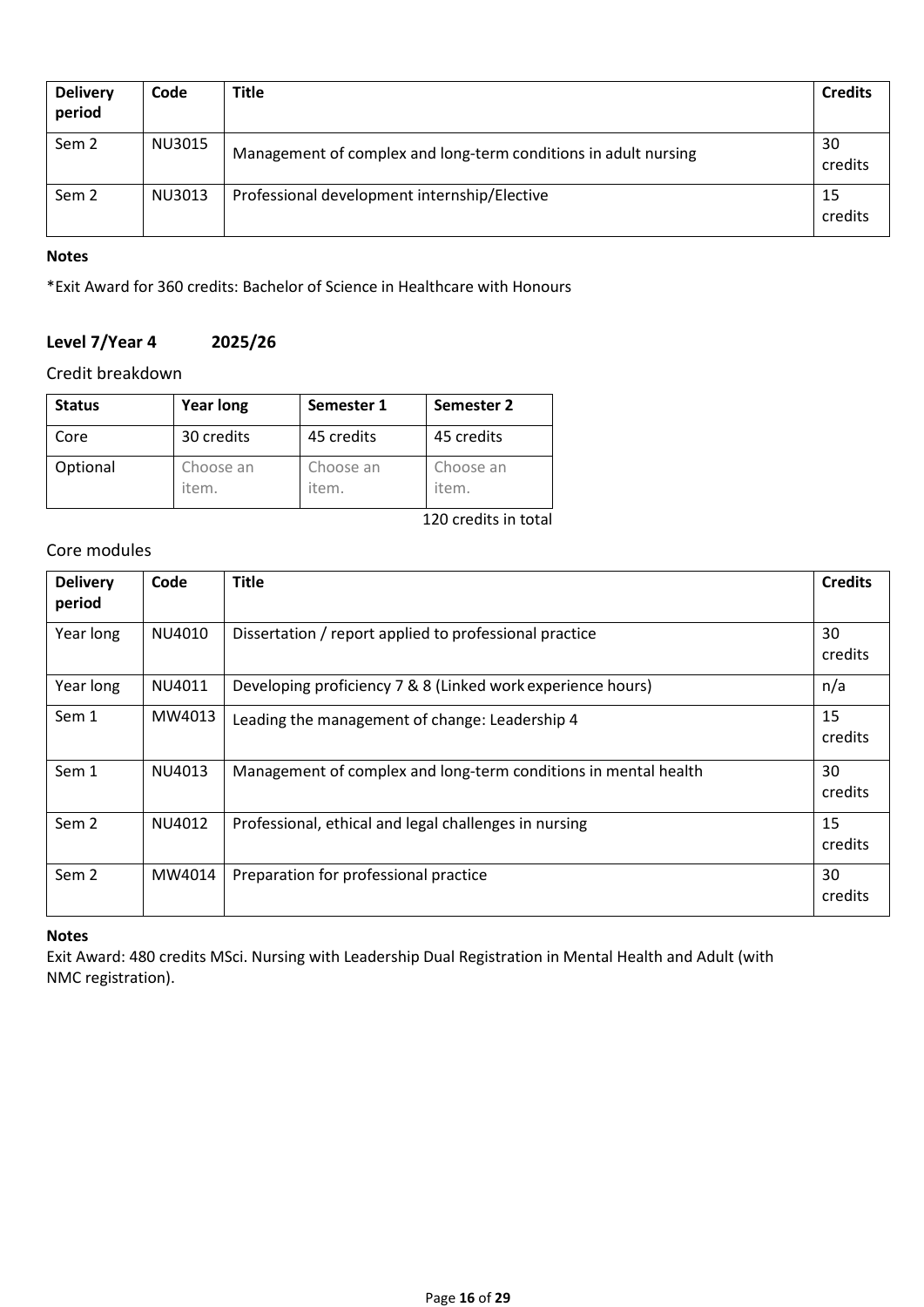| Delivery period | Code | Title | Credits |
|---|---|---|---|
| Sem 2 | NU3015 | Management of complex and long-term conditions in adult nursing | 30 credits |
| Sem 2 | NU3013 | Professional development internship/Elective | 15 credits |

**Notes**

*Exit Award for 360 credits: Bachelor of Science in Healthcare with Honours

### Level 7/Year 4 2025/26

Credit breakdown

| Status | Year long | Semester 1 | Semester 2 |
|---|---|---|---|
| Core | 30 credits | 45 credits | 45 credits |
| Optional | Choose an item. | Choose an item. | Choose an item. |

120 credits in total

Core modules

| Delivery period | Code | Title | Credits |
|---|---|---|---|
| Year long | NU4010 | Dissertation / report applied to professional practice | 30 credits |
| Year long | NU4011 | Developing proficiency 7 & 8 (Linked work experience hours) | n/a |
| Sem 1 | MW4013 | Leading the management of change: Leadership 4 | 15 credits |
| Sem 1 | NU4013 | Management of complex and long-term conditions in mental health | 30 credits |
| Sem 2 | NU4012 | Professional, ethical and legal challenges in nursing | 15 credits |
| Sem 2 | MW4014 | Preparation for professional practice | 30 credits |

**Notes**

Exit Award: 480 credits MSci. Nursing with Leadership Dual Registration in Mental Health and Adult (with NMC registration).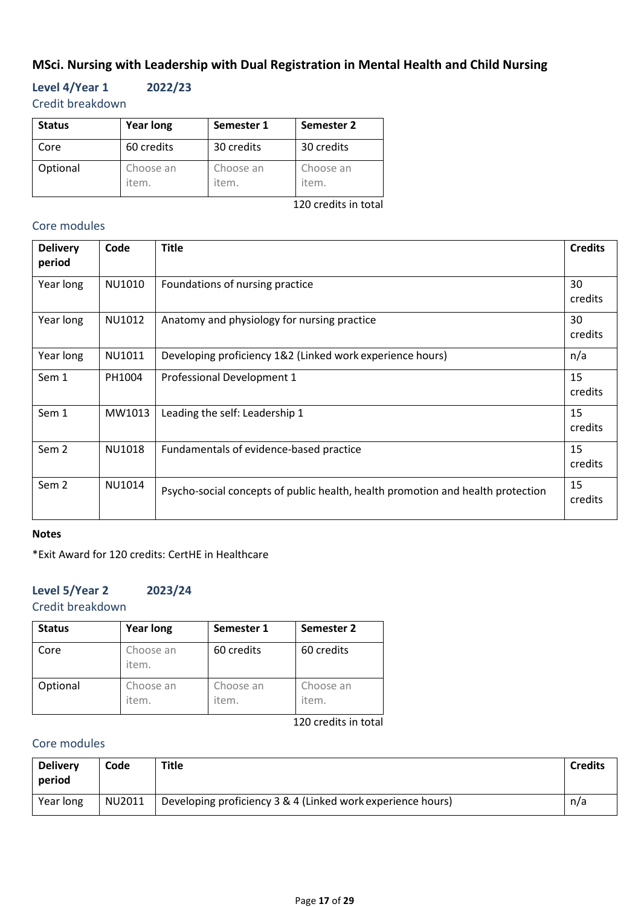## MSci. Nursing with Leadership with Dual Registration in Mental Health and Child Nursing

### Level 4/Year 1 2022/23

#### Credit breakdown

| Status | Year long | Semester 1 | Semester 2 |
|---|---|---|---|
| Core | 60 credits | 30 credits | 30 credits |
| Optional | Choose an item. | Choose an item. | Choose an item. |

120 credits in total

#### Core modules

| Delivery period | Code | Title | Credits |
|---|---|---|---|
| Year long | NU1010 | Foundations of nursing practice | 30 credits |
| Year long | NU1012 | Anatomy and physiology for nursing practice | 30 credits |
| Year long | NU1011 | Developing proficiency 1&2 (Linked work experience hours) | n/a |
| Sem 1 | PH1004 | Professional Development 1 | 15 credits |
| Sem 1 | MW1013 | Leading the self: Leadership 1 | 15 credits |
| Sem 2 | NU1018 | Fundamentals of evidence-based practice | 15 credits |
| Sem 2 | NU1014 | Psycho-social concepts of public health, health promotion and health protection | 15 credits |

**Notes**

*Exit Award for 120 credits: CertHE in Healthcare

### Level 5/Year 2 2023/24

#### Credit breakdown

| Status | Year long | Semester 1 | Semester 2 |
|---|---|---|---|
| Core | Choose an item. | 60 credits | 60 credits |
| Optional | Choose an item. | Choose an item. | Choose an item. |

120 credits in total

#### Core modules

| Delivery period | Code | Title | Credits |
|---|---|---|---|
| Year long | NU2011 | Developing proficiency 3 & 4 (Linked work experience hours) | n/a |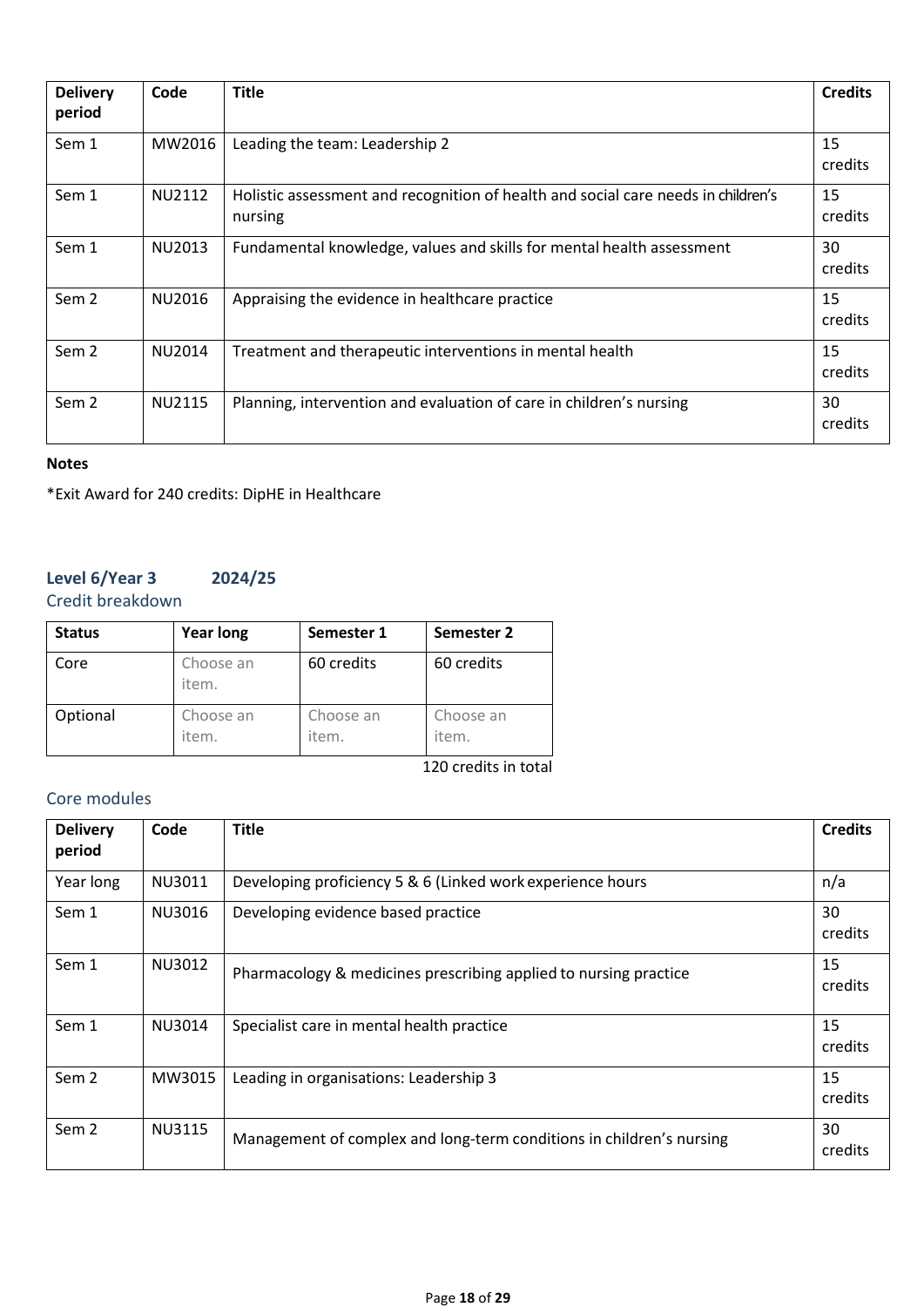| Delivery period | Code | Title | Credits |
|---|---|---|---|
| Sem 1 | MW2016 | Leading the team: Leadership 2 | 15 credits |
| Sem 1 | NU2112 | Holistic assessment and recognition of health and social care needs in children's nursing | 15 credits |
| Sem 1 | NU2013 | Fundamental knowledge, values and skills for mental health assessment | 30 credits |
| Sem 2 | NU2016 | Appraising the evidence in healthcare practice | 15 credits |
| Sem 2 | NU2014 | Treatment and therapeutic interventions in mental health | 15 credits |
| Sem 2 | NU2115 | Planning, intervention and evaluation of care in children's nursing | 30 credits |

**Notes**

*Exit Award for 240 credits: DipHE in Healthcare

### Level 6/Year 3 2024/25

#### Credit breakdown

| Status | Year long | Semester 1 | Semester 2 |
|---|---|---|---|
| Core | Choose an item. | 60 credits | 60 credits |
| Optional | Choose an item. | Choose an item. | Choose an item. |

120 credits in total

#### Core modules

| Delivery period | Code | Title | Credits |
|---|---|---|---|
| Year long | NU3011 | Developing proficiency 5 & 6 (Linked work experience hours | n/a |
| Sem 1 | NU3016 | Developing evidence based practice | 30 credits |
| Sem 1 | NU3012 | Pharmacology & medicines prescribing applied to nursing practice | 15 credits |
| Sem 1 | NU3014 | Specialist care in mental health practice | 15 credits |
| Sem 2 | MW3015 | Leading in organisations: Leadership 3 | 15 credits |
| Sem 2 | NU3115 | Management of complex and long-term conditions in children's nursing | 30 credits |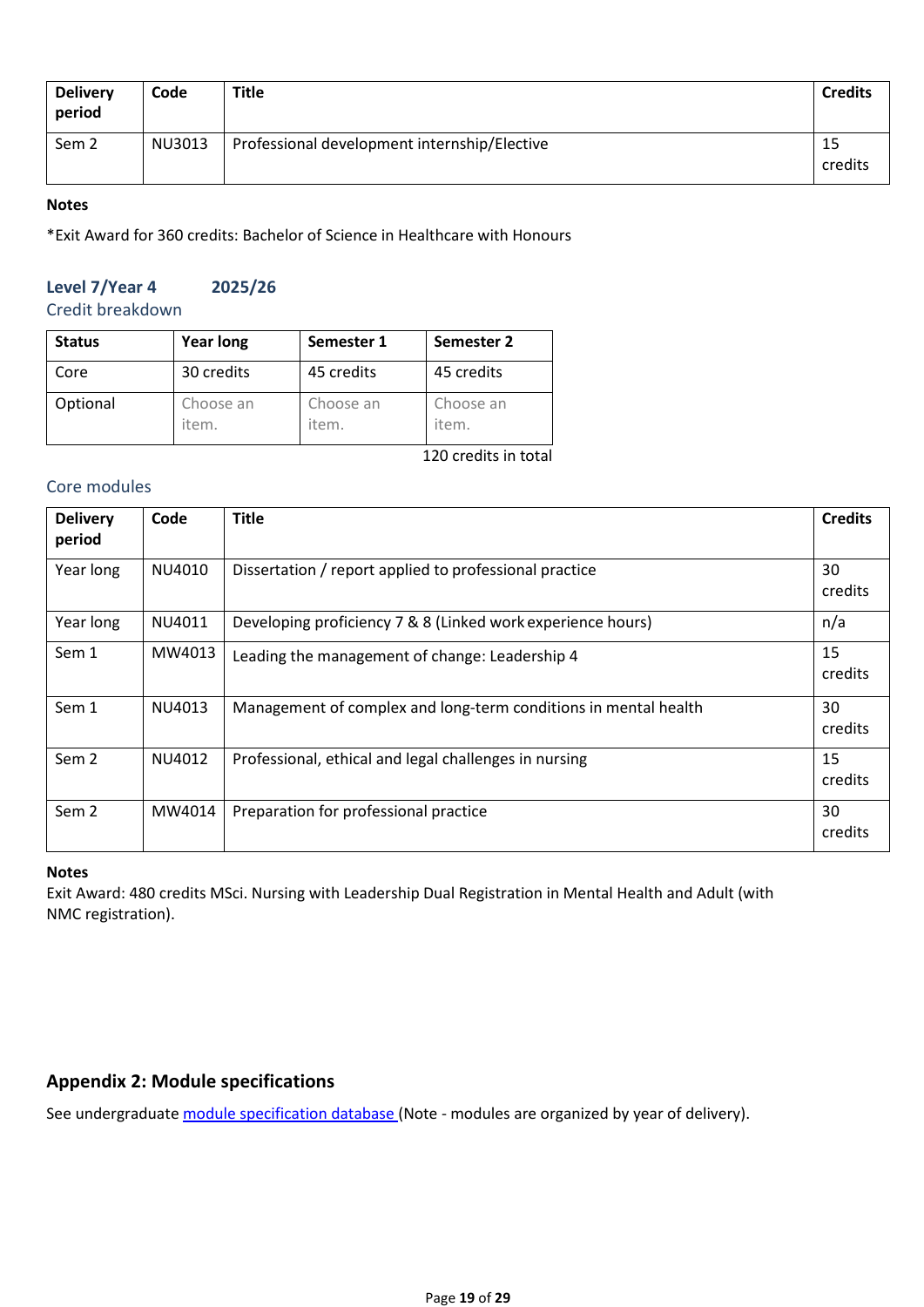| Delivery period | Code | Title | Credits |
|---|---|---|---|
| Sem 2 | NU3013 | Professional development internship/Elective | 15 credits |

**Notes**

*Exit Award for 360 credits: Bachelor of Science in Healthcare with Honours

### Level 7/Year 4 2025/26

#### Credit breakdown

| Status | Year long | Semester 1 | Semester 2 |
|---|---|---|---|
| Core | 30 credits | 45 credits | 45 credits |
| Optional | Choose an item. | Choose an item. | Choose an item. |

120 credits in total

#### Core modules

| Delivery period | Code | Title | Credits |
|---|---|---|---|
| Year long | NU4010 | Dissertation / report applied to professional practice | 30 credits |
| Year long | NU4011 | Developing proficiency 7 & 8 (Linked work experience hours) | n/a |
| Sem 1 | MW4013 | Leading the management of change: Leadership 4 | 15 credits |
| Sem 1 | NU4013 | Management of complex and long-term conditions in mental health | 30 credits |
| Sem 2 | NU4012 | Professional, ethical and legal challenges in nursing | 15 credits |
| Sem 2 | MW4014 | Preparation for professional practice | 30 credits |

**Notes**

Exit Award: 480 credits MSci. Nursing with Leadership Dual Registration in Mental Health and Adult (with NMC registration).

## Appendix 2: Module specifications

See undergraduate module specification database (Note - modules are organized by year of delivery).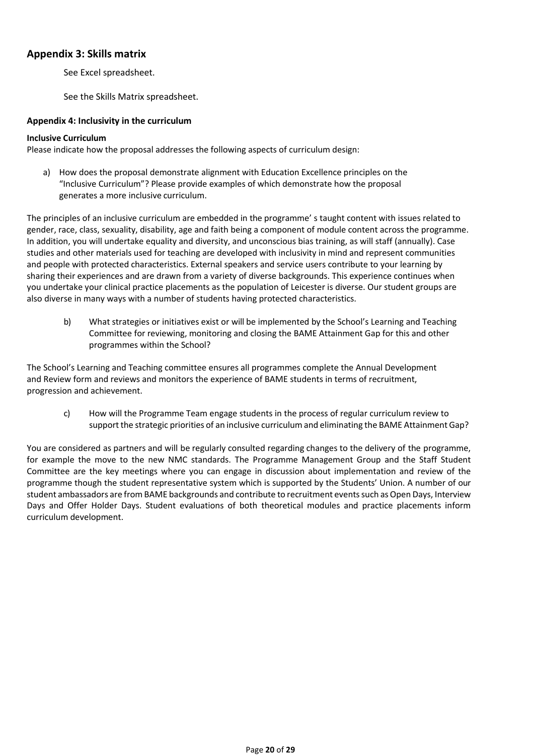## Appendix 3: Skills matrix

See Excel spreadsheet.

See the Skills Matrix spreadsheet.

### Appendix 4: Inclusivity in the curriculum

**Inclusive Curriculum**

Please indicate how the proposal addresses the following aspects of curriculum design:

a) How does the proposal demonstrate alignment with Education Excellence principles on the "Inclusive Curriculum"? Please provide examples of which demonstrate how the proposal generates a more inclusive curriculum.

The principles of an inclusive curriculum are embedded in the programme' s taught content with issues related to gender, race, class, sexuality, disability, age and faith being a component of module content across the programme. In addition, you will undertake equality and diversity, and unconscious bias training, as will staff (annually). Case studies and other materials used for teaching are developed with inclusivity in mind and represent communities and people with protected characteristics. External speakers and service users contribute to your learning by sharing their experiences and are drawn from a variety of diverse backgrounds. This experience continues when you undertake your clinical practice placements as the population of Leicester is diverse. Our student groups are also diverse in many ways with a number of students having protected characteristics.

b) What strategies or initiatives exist or will be implemented by the School's Learning and Teaching Committee for reviewing, monitoring and closing the BAME Attainment Gap for this and other programmes within the School?

The School's Learning and Teaching committee ensures all programmes complete the Annual Development and Review form and reviews and monitors the experience of BAME students in terms of recruitment, progression and achievement.

c) How will the Programme Team engage students in the process of regular curriculum review to support the strategic priorities of an inclusive curriculum and eliminating the BAME Attainment Gap?

You are considered as partners and will be regularly consulted regarding changes to the delivery of the programme, for example the move to the new NMC standards. The Programme Management Group and the Staff Student Committee are the key meetings where you can engage in discussion about implementation and review of the programme though the student representative system which is supported by the Students' Union. A number of our student ambassadors are from BAME backgrounds and contribute to recruitment events such as Open Days, Interview Days and Offer Holder Days. Student evaluations of both theoretical modules and practice placements inform curriculum development.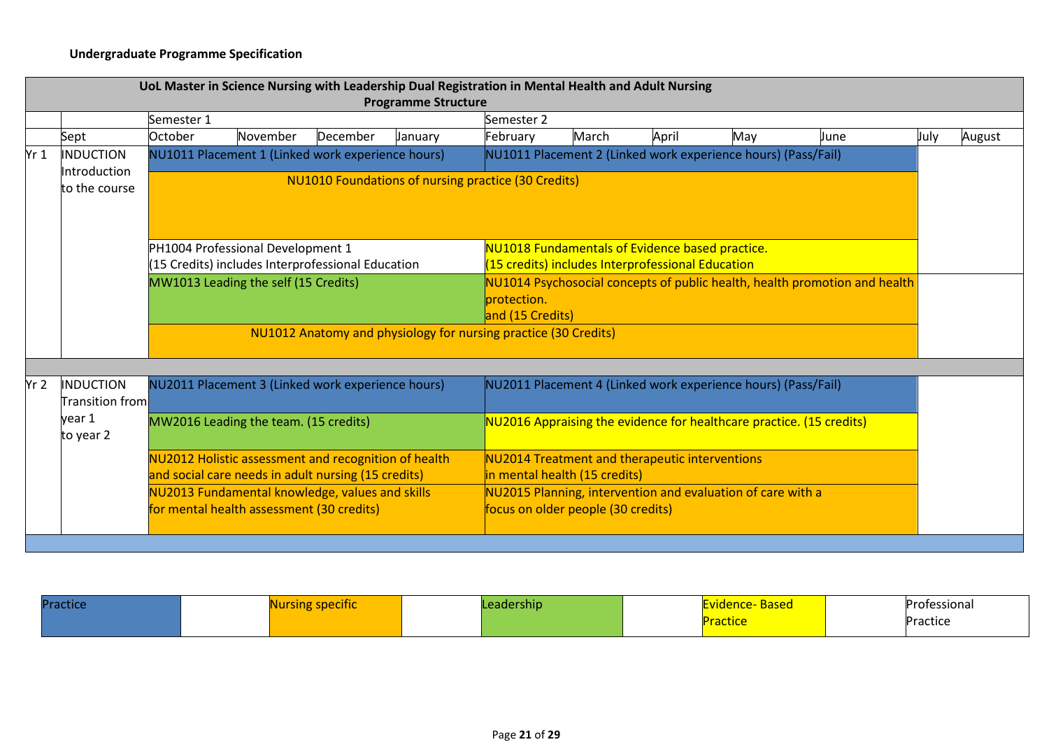**Undergraduate Programme Specification**

| UoL Master in Science Nursing with Leadership Dual Registration in Mental Health and Adult Nursing Programme Structure | | | | | | | | | | | | |
|---|---|---|---|---|---|---|---|---|---|---|---|---|
| | | Semester 1 | | | | Semester 2 | | | | | | |
| | Sept | October | November | December | January | February | March | April | May | June | July | August |
| Yr 1 | INDUCTION Introduction to the course | NU1011 Placement 1 (Linked work experience hours) | | | | NU1011 Placement 2 (Linked work experience hours) (Pass/Fail) | | | | | | |
| | | NU1010 Foundations of nursing practice (30 Credits) | | | | | | | | | | |
| | | PH1004 Professional Development 1 (15 Credits) includes Interprofessional Education | | | | NU1018 Fundamentals of Evidence based practice. (15 credits) includes Interprofessional Education | | | | | | |
| | | MW1013 Leading the self (15 Credits) | | | | NU1014 Psychosocial concepts of public health, health promotion and health protection. and (15 Credits) | | | | | | |
| | | NU1012 Anatomy and physiology for nursing practice (30 Credits) | | | | | | | | | | |
| Yr 2 | INDUCTION Transition from year 1 to year 2 | NU2011 Placement 3 (Linked work experience hours) | | | | NU2011 Placement 4 (Linked work experience hours) (Pass/Fail) | | | | | | |
| | | MW2016 Leading the team. (15 credits) | | | | NU2016 Appraising the evidence for healthcare practice. (15 credits) | | | | | | |
| | | NU2012 Holistic assessment and recognition of health and social care needs in adult nursing (15 credits) | | | | NU2014 Treatment and therapeutic interventions in mental health (15 credits) | | | | | | |
| | | NU2013 Fundamental knowledge, values and skills for mental health assessment (30 credits) | | | | NU2015 Planning, intervention and evaluation of care with a focus on older people (30 credits) | | | | | | |

| Practice | | Nursing specific | | Leadership | | Evidence- Based Practice | | Professional Practice |
|---|---|---|---|---|---|---|---|---|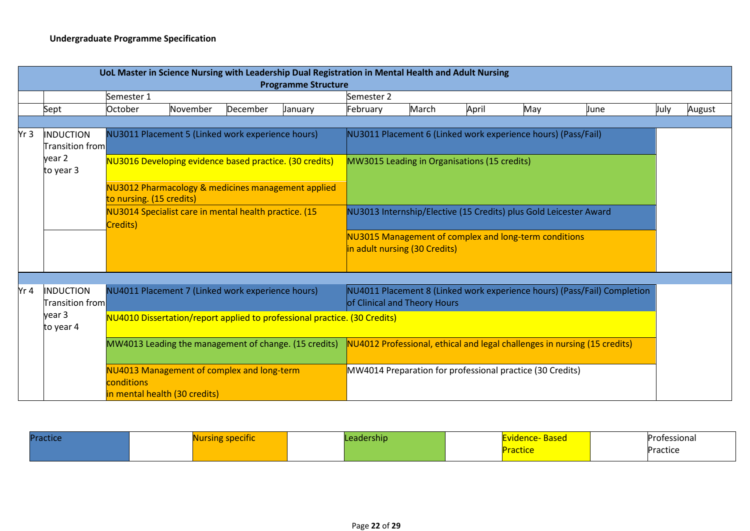**Undergraduate Programme Specification**

| UoL Master in Science Nursing with Leadership Dual Registration in Mental Health and Adult Nursing Programme Structure | | | | | | | | | | | | |
|---|---|---|---|---|---|---|---|---|---|---|---|---|
| | | Semester 1 | | | | Semester 2 | | | | | | |
| | Sept | October | November | December | January | February | March | April | May | June | July | August |
| Yr 3 | INDUCTION Transition from year 2 to year 3 | NU3011 Placement 5 (Linked work experience hours) | | | | NU3011 Placement 6 (Linked work experience hours) (Pass/Fail) | | | | | | |
| | | NU3016 Developing evidence based practice. (30 credits) | | | | MW3015 Leading in Organisations (15 credits) | | | | | | |
| | | NU3012 Pharmacology & medicines management applied to nursing. (15 credits) | | | | | | | | | | |
| | | NU3014 Specialist care in mental health practice. (15 Credits) | | | | NU3013 Internship/Elective (15 Credits) plus Gold Leicester Award | | | | | | |
| | | | | | | NU3015 Management of complex and long-term conditions in adult nursing (30 Credits) | | | | | | |
| Yr 4 | INDUCTION Transition from year 3 to year 4 | NU4011 Placement 7 (Linked work experience hours) | | | | NU4011 Placement 8 (Linked work experience hours) (Pass/Fail) Completion of Clinical and Theory Hours | | | | | | |
| | | NU4010 Dissertation/report applied to professional practice. (30 Credits) | | | | | | | | | | |
| | | MW4013 Leading the management of change. (15 credits) | | | | NU4012 Professional, ethical and legal challenges in nursing (15 credits) | | | | | | |
| | | NU4013 Management of complex and long-term conditions in mental health (30 credits) | | | | MW4014 Preparation for professional practice (30 Credits) | | | | | | |

| Practice | | Nursing specific | | Leadership | | Evidence- Based Practice | | Professional Practice |
|---|---|---|---|---|---|---|---|---|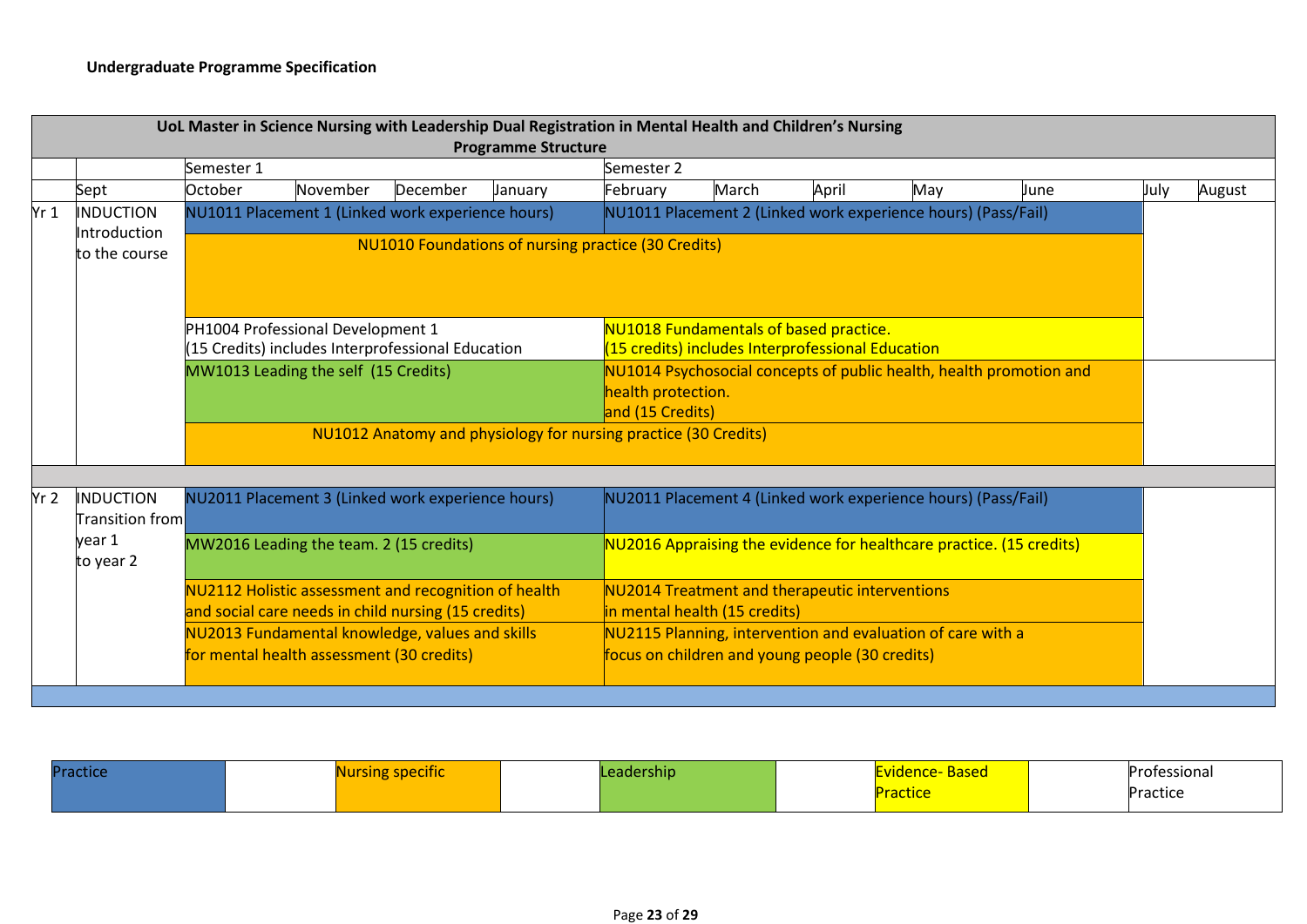**Undergraduate Programme Specification**

| UoL Master in Science Nursing with Leadership Dual Registration in Mental Health and Children's Nursing Programme Structure | | | | | | | | | | | | |
|---|---|---|---|---|---|---|---|---|---|---|---|---|
| | | Semester 1 | | | | Semester 2 | | | | | | |
| | Sept | October | November | December | January | February | March | April | May | June | July | August |
| Yr 1 | INDUCTION Introduction to the course | NU1011 Placement 1 (Linked work experience hours) | | | | NU1011 Placement 2 (Linked work experience hours) (Pass/Fail) | | | | | | |
| | | NU1010 Foundations of nursing practice (30 Credits) | | | | | | | | | | |
| | | PH1004 Professional Development 1 (15 Credits) includes Interprofessional Education | | | | NU1018 Fundamentals of based practice. (15 credits) includes Interprofessional Education | | | | | | |
| | | MW1013 Leading the self (15 Credits) | | | | NU1014 Psychosocial concepts of public health, health promotion and health protection. and (15 Credits) | | | | | | |
| | | NU1012 Anatomy and physiology for nursing practice (30 Credits) | | | | | | | | | | |
| Yr 2 | INDUCTION Transition from year 1 to year 2 | NU2011 Placement 3 (Linked work experience hours) | | | | NU2011 Placement 4 (Linked work experience hours) (Pass/Fail) | | | | | | |
| | | MW2016 Leading the team. 2 (15 credits) | | | | NU2016 Appraising the evidence for healthcare practice. (15 credits) | | | | | | |
| | | NU2112 Holistic assessment and recognition of health and social care needs in child nursing (15 credits) | | | | NU2014 Treatment and therapeutic interventions in mental health (15 credits) | | | | | | |
| | | NU2013 Fundamental knowledge, values and skills for mental health assessment (30 credits) | | | | NU2115 Planning, intervention and evaluation of care with a focus on children and young people (30 credits) | | | | | | |

| Practice | Nursing specific | Leadership | Evidence- Based Practice | Professional Practice |
|---|---|---|---|---|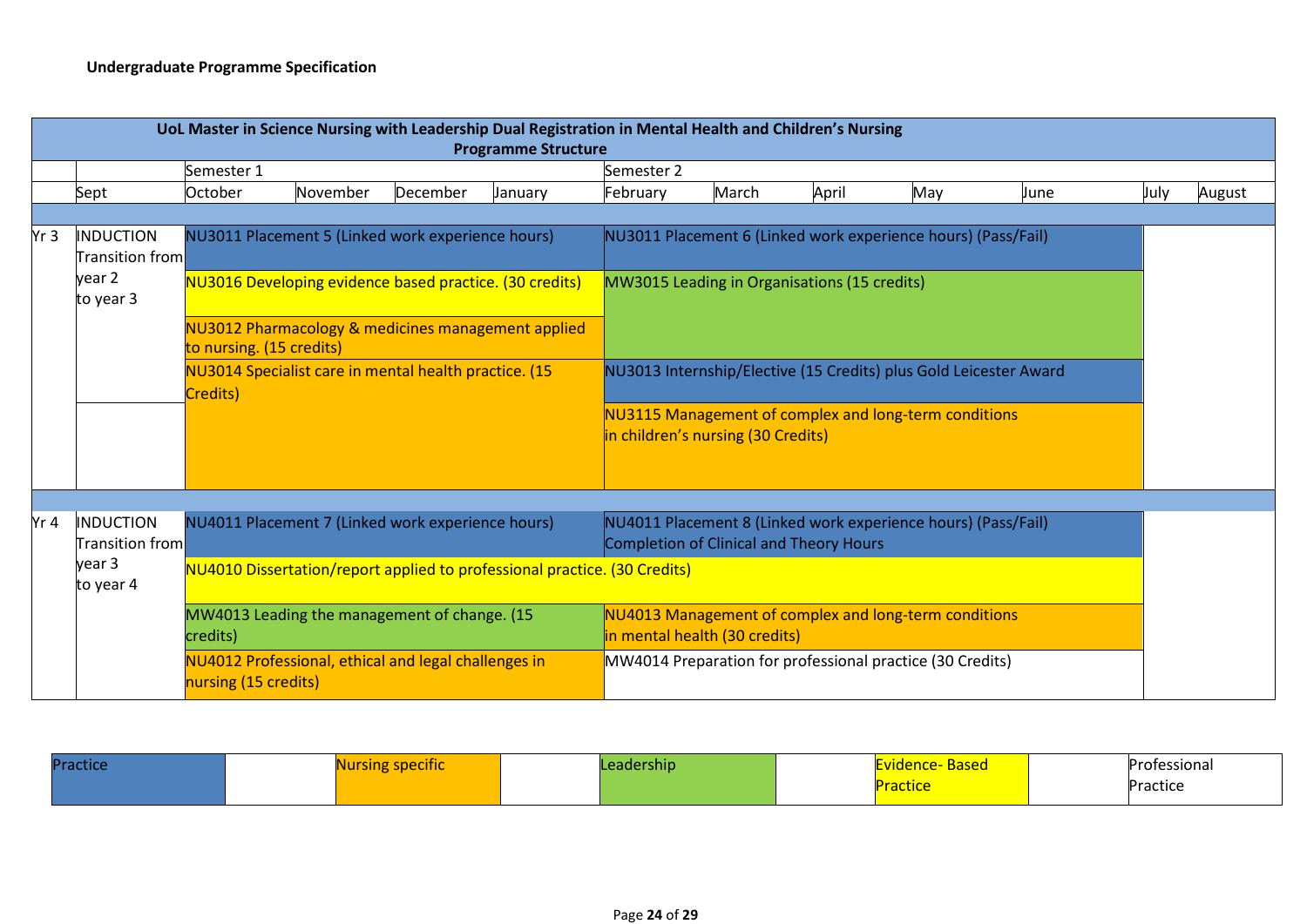**Undergraduate Programme Specification**

**UoL Master in Science Nursing with Leadership Dual Registration in Mental Health and Children's Nursing**
**Programme Structure**

| | | Semester 1 | | | | Semester 2 | | | | | | |
|---|---|---|---|---|---|---|---|---|---|---|---|---|
| | Sept | October | November | December | January | February | March | April | May | June | July | August |
| Yr 3 | INDUCTION Transition from year 2 to year 3 | NU3011 Placement 5 (Linked work experience hours) | | | | NU3011 Placement 6 (Linked work experience hours) (Pass/Fail) | | | | | | |
| | | NU3016 Developing evidence based practice. (30 credits) | | | | MW3015 Leading in Organisations (15 credits) | | | | | | |
| | | NU3012 Pharmacology & medicines management applied to nursing. (15 credits) | | | | | | | | | | |
| | | NU3014 Specialist care in mental health practice. (15 Credits) | | | | NU3013 Internship/Elective (15 Credits) plus Gold Leicester Award | | | | | | |
| | | | | | | NU3115 Management of complex and long-term conditions in children's nursing (30 Credits) | | | | | | |
| Yr 4 | INDUCTION Transition from year 3 to year 4 | NU4011 Placement 7 (Linked work experience hours) | | | | NU4011 Placement 8 (Linked work experience hours) (Pass/Fail) Completion of Clinical and Theory Hours | | | | | | |
| | | NU4010 Dissertation/report applied to professional practice. (30 Credits) | | | | | | | | | | |
| | | MW4013 Leading the management of change. (15 credits) | | | | NU4013 Management of complex and long-term conditions in mental health (30 credits) | | | | | | |
| | | NU4012 Professional, ethical and legal challenges in nursing (15 credits) | | | | MW4014 Preparation for professional practice (30 Credits) | | | | | | |

| Practice | | Nursing specific | | Leadership | | Evidence- Based Practice | | Professional Practice |
|---|---|---|---|---|---|---|---|---|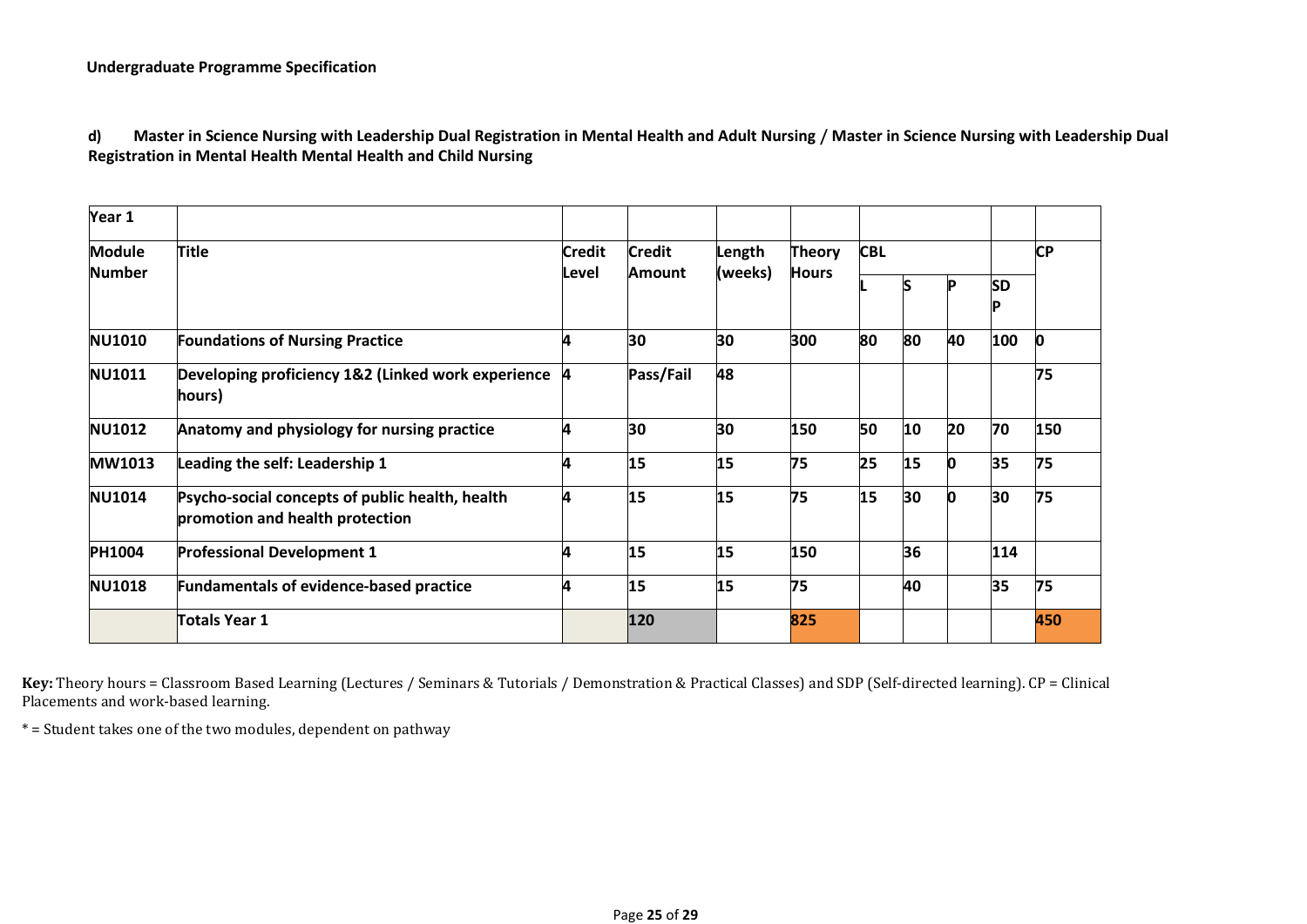**Undergraduate Programme Specification**

**d) Master in Science Nursing with Leadership Dual Registration in Mental Health and Adult Nursing / Master in Science Nursing with Leadership Dual Registration in Mental Health Mental Health and Child Nursing**

| Year 1 | | | | | | | | | | |
|---|---|---|---|---|---|---|---|---|---|---|
| Module Number | Title | Credit Level | Credit Amount | Length (weeks) | Theory Hours | CBL | | | | CP |
| | | | | | | L | S | P | SDP | |
| NU1010 | Foundations of Nursing Practice | 4 | 30 | 30 | 300 | 80 | 80 | 40 | 100 | 0 |
| NU1011 | Developing proficiency 1&2 (Linked work experience hours) | 4 | Pass/Fail | 48 | | | | | | 75 |
| NU1012 | Anatomy and physiology for nursing practice | 4 | 30 | 30 | 150 | 50 | 10 | 20 | 70 | 150 |
| MW1013 | Leading the self: Leadership 1 | 4 | 15 | 15 | 75 | 25 | 15 | 0 | 35 | 75 |
| NU1014 | Psycho-social concepts of public health, health promotion and health protection | 4 | 15 | 15 | 75 | 15 | 30 | 0 | 30 | 75 |
| PH1004 | Professional Development 1 | 4 | 15 | 15 | 150 | | 36 | | 114 | |
| NU1018 | Fundamentals of evidence-based practice | 4 | 15 | 15 | 75 | | 40 | | 35 | 75 |
| | Totals Year 1 | | 120 | | 825 | | | | | 450 |

**Key:** Theory hours = Classroom Based Learning (Lectures / Seminars & Tutorials / Demonstration & Practical Classes) and SDP (Self-directed learning). CP = Clinical Placements and work-based learning.

* = Student takes one of the two modules, dependent on pathway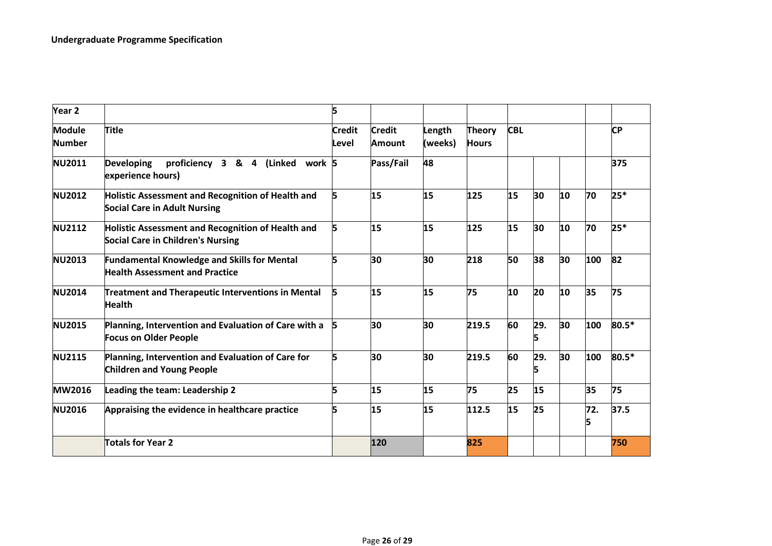| Year 2 | | 5 | | | | | | | | |
|---|---|---|---|---|---|---|---|---|---|---|
| **Module Number** | **Title** | **Credit Level** | **Credit Amount** | **Length (weeks)** | **Theory Hours** | **CBL** | | | | **CP** |
| **NU2011** | **Developing proficiency 3 & 4 (Linked work experience hours)** | **5** | **Pass/Fail** | **48** | | | | | | **375** |
| **NU2012** | **Holistic Assessment and Recognition of Health and Social Care in Adult Nursing** | **5** | **15** | **15** | **125** | **15** | **30** | **10** | **70** | **25*** |
| **NU2112** | **Holistic Assessment and Recognition of Health and Social Care in Children's Nursing** | **5** | **15** | **15** | **125** | **15** | **30** | **10** | **70** | **25*** |
| **NU2013** | **Fundamental Knowledge and Skills for Mental Health Assessment and Practice** | **5** | **30** | **30** | **218** | **50** | **38** | **30** | **100** | **82** |
| **NU2014** | **Treatment and Therapeutic Interventions in Mental Health** | **5** | **15** | **15** | **75** | **10** | **20** | **10** | **35** | **75** |
| **NU2015** | **Planning, Intervention and Evaluation of Care with a Focus on Older People** | **5** | **30** | **30** | **219.5** | **60** | **29.5** | **30** | **100** | **80.5*** |
| **NU2115** | **Planning, Intervention and Evaluation of Care for Children and Young People** | **5** | **30** | **30** | **219.5** | **60** | **29.5** | **30** | **100** | **80.5*** |
| **MW2016** | **Leading the team: Leadership 2** | **5** | **15** | **15** | **75** | **25** | **15** | | **35** | **75** |
| **NU2016** | **Appraising the evidence in healthcare practice** | **5** | **15** | **15** | **112.5** | **15** | **25** | | **72.5** | **37.5** |
| | **Totals for Year 2** | | **120** | | **825** | | | | | **750** |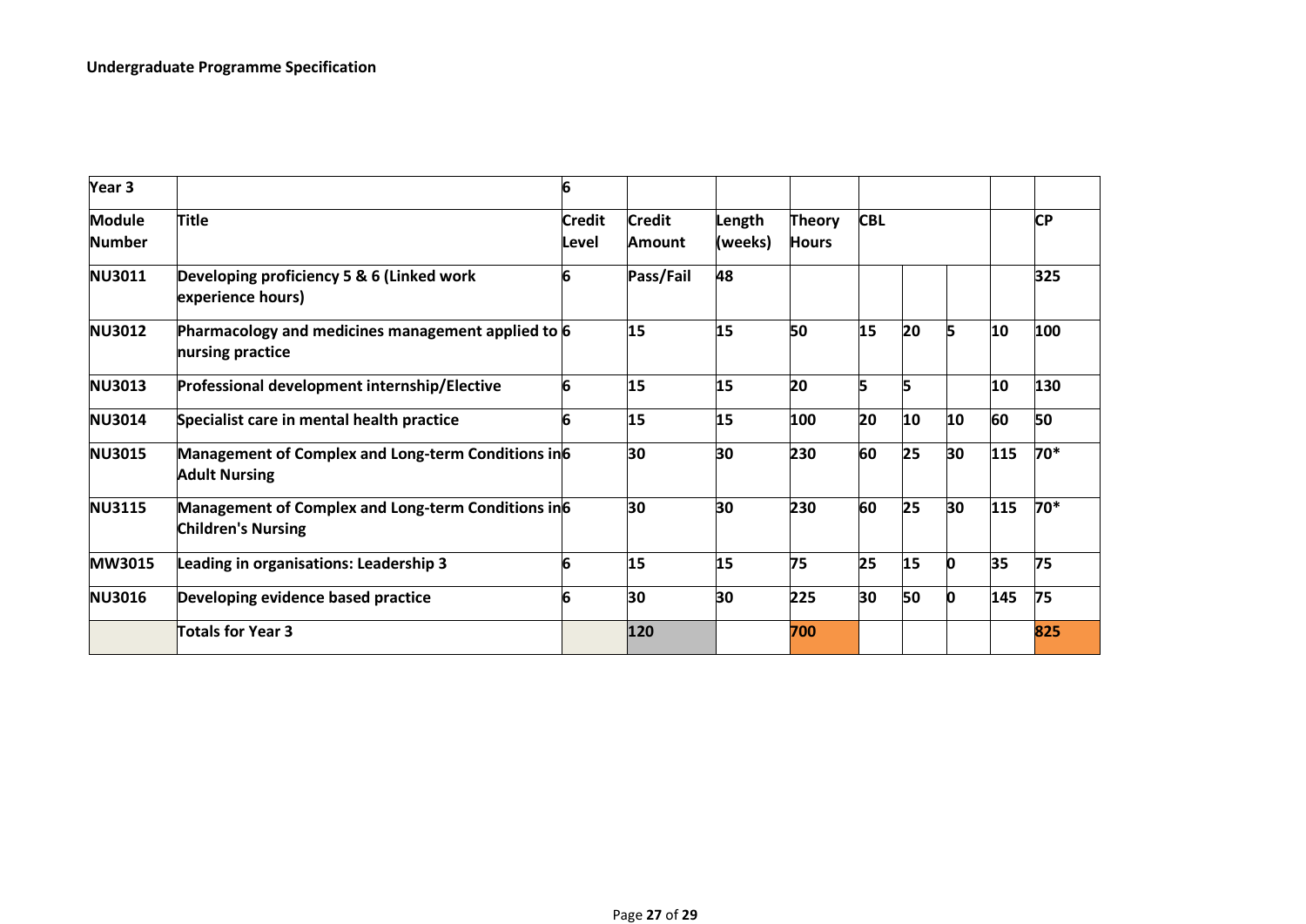**Undergraduate Programme Specification**

| Year 3 | | 6 | | | | | | | | |
|---|---|---|---|---|---|---|---|---|---|---|
| Module Number | Title | Credit Level | Credit Amount | Length (weeks) | Theory Hours | CBL | | | | CP |
| NU3011 | Developing proficiency 5 & 6 (Linked work experience hours) | 6 | Pass/Fail | 48 | | | | | | 325 |
| NU3012 | Pharmacology and medicines management applied to nursing practice | 6 | 15 | 15 | 50 | 15 | 20 | 5 | 10 | 100 |
| NU3013 | Professional development internship/Elective | 6 | 15 | 15 | 20 | 5 | 5 | | 10 | 130 |
| NU3014 | Specialist care in mental health practice | 6 | 15 | 15 | 100 | 20 | 10 | 10 | 60 | 50 |
| NU3015 | Management of Complex and Long-term Conditions in Adult Nursing | 6 | 30 | 30 | 230 | 60 | 25 | 30 | 115 | 70* |
| NU3115 | Management of Complex and Long-term Conditions in Children's Nursing | 6 | 30 | 30 | 230 | 60 | 25 | 30 | 115 | 70* |
| MW3015 | Leading in organisations: Leadership 3 | 6 | 15 | 15 | 75 | 25 | 15 | 0 | 35 | 75 |
| NU3016 | Developing evidence based practice | 6 | 30 | 30 | 225 | 30 | 50 | 0 | 145 | 75 |
| | Totals for Year 3 | | 120 | | 700 | | | | | 825 |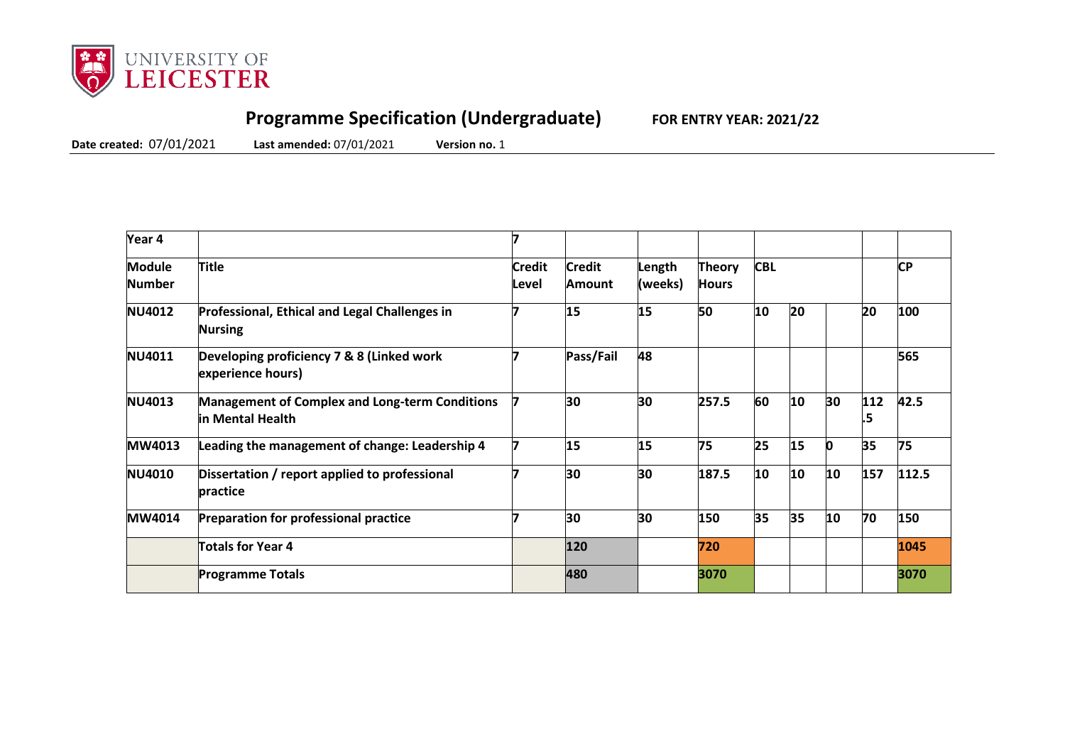# Programme Specification (Undergraduate)

**FOR ENTRY YEAR: 2021/22**

**Date created:** 07/01/2021 **Last amended:** 07/01/2021 **Version no.** 1

| Year 4 | | 7 | | | | | | | | |
|---|---|---|---|---|---|---|---|---|---|---|
| **Module Number** | **Title** | **Credit Level** | **Credit Amount** | **Length (weeks)** | **Theory Hours** | **CBL** | | | | **CP** |
| **NU4012** | **Professional, Ethical and Legal Challenges in Nursing** | **7** | **15** | **15** | **50** | **10** | **20** | | **20** | **100** |
| **NU4011** | **Developing proficiency 7 & 8 (Linked work experience hours)** | **7** | **Pass/Fail** | **48** | | | | | | **565** |
| **NU4013** | **Management of Complex and Long-term Conditions in Mental Health** | **7** | **30** | **30** | **257.5** | **60** | **10** | **30** | **112.5** | **42.5** |
| **MW4013** | **Leading the management of change: Leadership 4** | **7** | **15** | **15** | **75** | **25** | **15** | **0** | **35** | **75** |
| **NU4010** | **Dissertation / report applied to professional practice** | **7** | **30** | **30** | **187.5** | **10** | **10** | **10** | **157** | **112.5** |
| **MW4014** | **Preparation for professional practice** | **7** | **30** | **30** | **150** | **35** | **35** | **10** | **70** | **150** |
| | **Totals for Year 4** | | **120** | | **720** | | | | | **1045** |
| | **Programme Totals** | | **480** | | **3070** | | | | | **3070** |